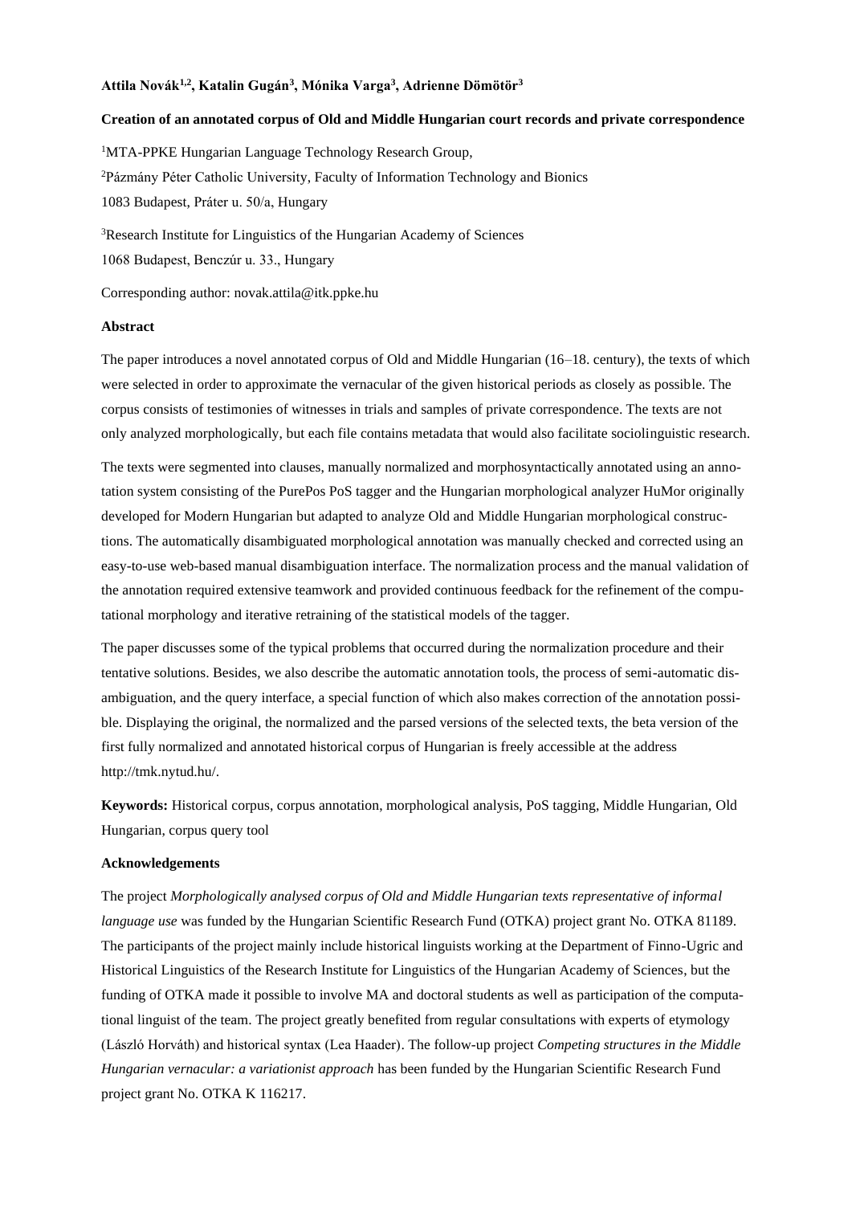**Attila Novák[1,2], Katalin Gugán[3], Mónika Varga[3], Adrienne Dömötör[3]**

**Creation of an annotated corpus of Old and Middle Hungarian court records and private correspondence**

[1]MTA-PPKE Hungarian Language Technology Research Group,

[2]Pázmány Péter Catholic University, Faculty of Information Technology and Bionics

1083 Budapest, Práter u. 50/a, Hungary

[3]Research Institute for Linguistics of the Hungarian Academy of Sciences

1068 Budapest, Benczúr u. 33., Hungary

Corresponding author: novak.attila@itk.ppke.hu

**Abstract**

The paper introduces a novel annotated corpus of Old and Middle Hungarian (16–18. century), the texts of which were selected in order to approximate the vernacular of the given historical periods as closely as possible. The corpus consists of testimonies of witnesses in trials and samples of private correspondence. The texts are not only analyzed morphologically, but each file contains metadata that would also facilitate sociolinguistic research.

The texts were segmented into clauses, manually normalized and morphosyntactically annotated using an annotation system consisting of the PurePos PoS tagger and the Hungarian morphological analyzer HuMor originally developed for Modern Hungarian but adapted to analyze Old and Middle Hungarian morphological constructions. The automatically disambiguated morphological annotation was manually checked and corrected using an easy-to-use web-based manual disambiguation interface. The normalization process and the manual validation of the annotation required extensive teamwork and provided continuous feedback for the refinement of the computational morphology and iterative retraining of the statistical models of the tagger.

The paper discusses some of the typical problems that occurred during the normalization procedure and their tentative solutions. Besides, we also describe the automatic annotation tools, the process of semi-automatic disambiguation, and the query interface, a special function of which also makes correction of the annotation possible. Displaying the original, the normalized and the parsed versions of the selected texts, the beta version of the first fully normalized and annotated historical corpus of Hungarian is freely accessible at the address http://tmk.nytud.hu/.

**Keywords:** Historical corpus, corpus annotation, morphological analysis, PoS tagging, Middle Hungarian, Old Hungarian, corpus query tool

**Acknowledgements**

The project *Morphologically analysed corpus of Old and Middle Hungarian texts representative of informal language use* was funded by the Hungarian Scientific Research Fund (OTKA) project grant No. OTKA 81189. The participants of the project mainly include historical linguists working at the Department of Finno-Ugric and Historical Linguistics of the Research Institute for Linguistics of the Hungarian Academy of Sciences, but the funding of OTKA made it possible to involve MA and doctoral students as well as participation of the computational linguist of the team. The project greatly benefited from regular consultations with experts of etymology (László Horváth) and historical syntax (Lea Haader). The follow-up project *Competing structures in the Middle Hungarian vernacular: a variationist approach* has been funded by the Hungarian Scientific Research Fund project grant No. OTKA K 116217.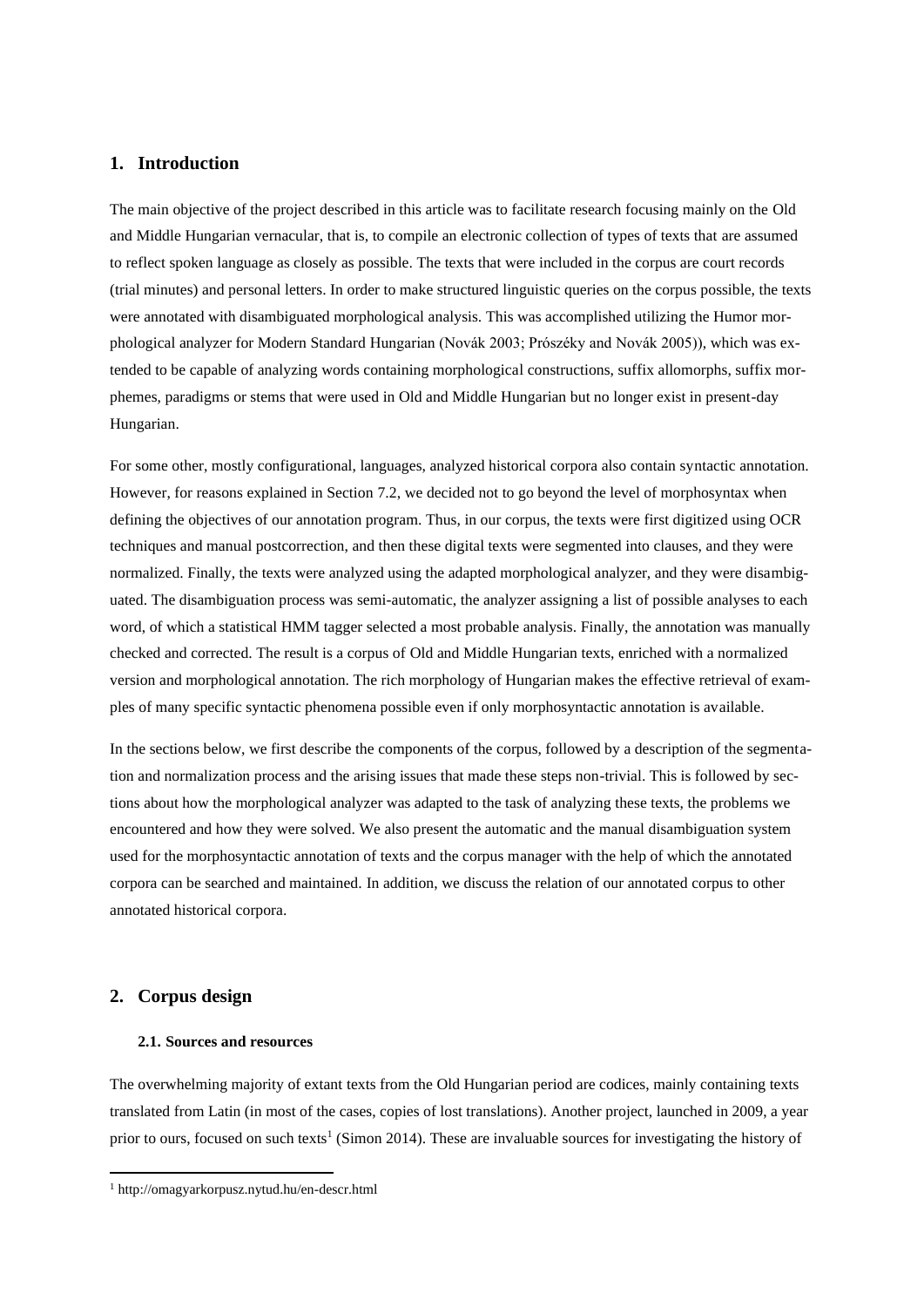## 1. Introduction

The main objective of the project described in this article was to facilitate research focusing mainly on the Old and Middle Hungarian vernacular, that is, to compile an electronic collection of types of texts that are assumed to reflect spoken language as closely as possible. The texts that were included in the corpus are court records (trial minutes) and personal letters. In order to make structured linguistic queries on the corpus possible, the texts were annotated with disambiguated morphological analysis. This was accomplished utilizing the Humor morphological analyzer for Modern Standard Hungarian (Novák 2003; Prószéky and Novák 2005)), which was extended to be capable of analyzing words containing morphological constructions, suffix allomorphs, suffix morphemes, paradigms or stems that were used in Old and Middle Hungarian but no longer exist in present-day Hungarian.

For some other, mostly configurational, languages, analyzed historical corpora also contain syntactic annotation. However, for reasons explained in Section 7.2, we decided not to go beyond the level of morphosyntax when defining the objectives of our annotation program. Thus, in our corpus, the texts were first digitized using OCR techniques and manual postcorrection, and then these digital texts were segmented into clauses, and they were normalized. Finally, the texts were analyzed using the adapted morphological analyzer, and they were disambiguated. The disambiguation process was semi-automatic, the analyzer assigning a list of possible analyses to each word, of which a statistical HMM tagger selected a most probable analysis. Finally, the annotation was manually checked and corrected. The result is a corpus of Old and Middle Hungarian texts, enriched with a normalized version and morphological annotation. The rich morphology of Hungarian makes the effective retrieval of examples of many specific syntactic phenomena possible even if only morphosyntactic annotation is available.

In the sections below, we first describe the components of the corpus, followed by a description of the segmentation and normalization process and the arising issues that made these steps non-trivial. This is followed by sections about how the morphological analyzer was adapted to the task of analyzing these texts, the problems we encountered and how they were solved. We also present the automatic and the manual disambiguation system used for the morphosyntactic annotation of texts and the corpus manager with the help of which the annotated corpora can be searched and maintained. In addition, we discuss the relation of our annotated corpus to other annotated historical corpora.

## 2. Corpus design

### 2.1. Sources and resources

The overwhelming majority of extant texts from the Old Hungarian period are codices, mainly containing texts translated from Latin (in most of the cases, copies of lost translations). Another project, launched in 2009, a year prior to ours, focused on such texts[1] (Simon 2014). These are invaluable sources for investigating the history of

[1] http://omagyarkorpusz.nytud.hu/en-descr.html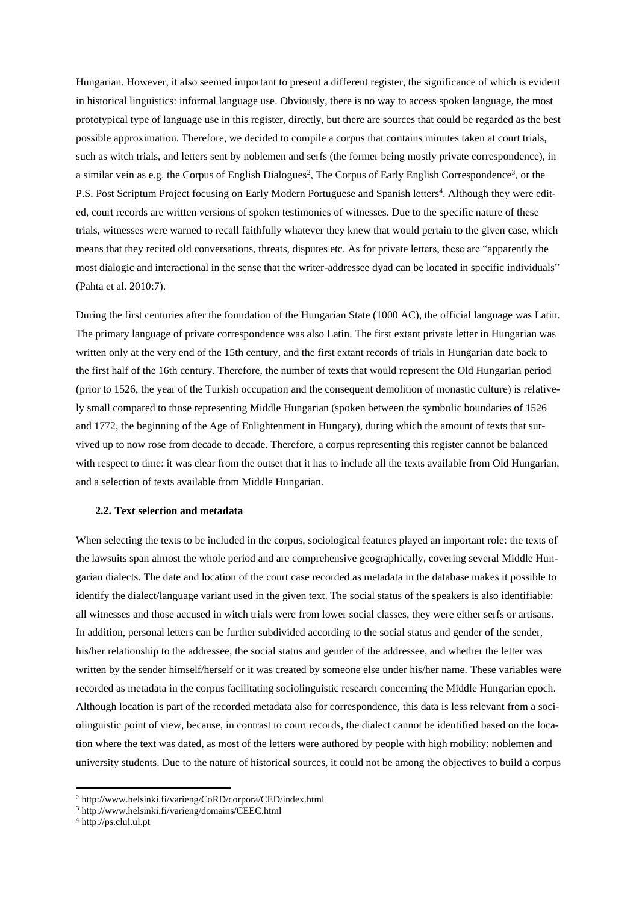Hungarian. However, it also seemed important to present a different register, the significance of which is evident in historical linguistics: informal language use. Obviously, there is no way to access spoken language, the most prototypical type of language use in this register, directly, but there are sources that could be regarded as the best possible approximation. Therefore, we decided to compile a corpus that contains minutes taken at court trials, such as witch trials, and letters sent by noblemen and serfs (the former being mostly private correspondence), in a similar vein as e.g. the Corpus of English Dialogues[2], The Corpus of Early English Correspondence[3], or the P.S. Post Scriptum Project focusing on Early Modern Portuguese and Spanish letters[4]. Although they were edited, court records are written versions of spoken testimonies of witnesses. Due to the specific nature of these trials, witnesses were warned to recall faithfully whatever they knew that would pertain to the given case, which means that they recited old conversations, threats, disputes etc. As for private letters, these are "apparently the most dialogic and interactional in the sense that the writer-addressee dyad can be located in specific individuals" (Pahta et al. 2010:7).

During the first centuries after the foundation of the Hungarian State (1000 AC), the official language was Latin. The primary language of private correspondence was also Latin. The first extant private letter in Hungarian was written only at the very end of the 15th century, and the first extant records of trials in Hungarian date back to the first half of the 16th century. Therefore, the number of texts that would represent the Old Hungarian period (prior to 1526, the year of the Turkish occupation and the consequent demolition of monastic culture) is relatively small compared to those representing Middle Hungarian (spoken between the symbolic boundaries of 1526 and 1772, the beginning of the Age of Enlightenment in Hungary), during which the amount of texts that survived up to now rose from decade to decade. Therefore, a corpus representing this register cannot be balanced with respect to time: it was clear from the outset that it has to include all the texts available from Old Hungarian, and a selection of texts available from Middle Hungarian.

### 2.2. Text selection and metadata

When selecting the texts to be included in the corpus, sociological features played an important role: the texts of the lawsuits span almost the whole period and are comprehensive geographically, covering several Middle Hungarian dialects. The date and location of the court case recorded as metadata in the database makes it possible to identify the dialect/language variant used in the given text. The social status of the speakers is also identifiable: all witnesses and those accused in witch trials were from lower social classes, they were either serfs or artisans. In addition, personal letters can be further subdivided according to the social status and gender of the sender, his/her relationship to the addressee, the social status and gender of the addressee, and whether the letter was written by the sender himself/herself or it was created by someone else under his/her name. These variables were recorded as metadata in the corpus facilitating sociolinguistic research concerning the Middle Hungarian epoch. Although location is part of the recorded metadata also for correspondence, this data is less relevant from a sociolinguistic point of view, because, in contrast to court records, the dialect cannot be identified based on the location where the text was dated, as most of the letters were authored by people with high mobility: noblemen and university students. Due to the nature of historical sources, it could not be among the objectives to build a corpus

---

[2] http://www.helsinki.fi/varieng/CoRD/corpora/CED/index.html

[3] http://www.helsinki.fi/varieng/domains/CEEC.html

[4] http://ps.clul.ul.pt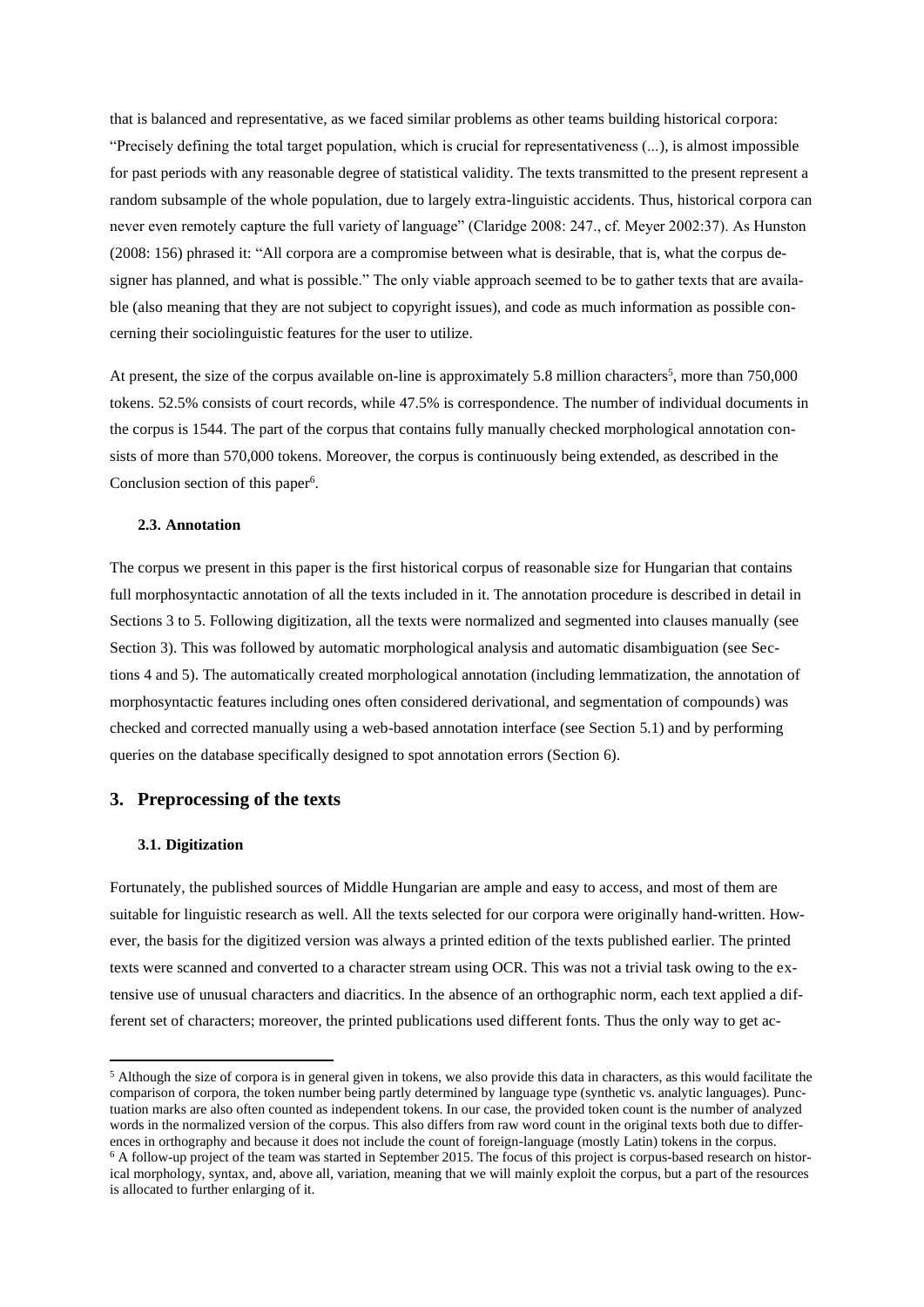that is balanced and representative, as we faced similar problems as other teams building historical corpora: "Precisely defining the total target population, which is crucial for representativeness (...), is almost impossible for past periods with any reasonable degree of statistical validity. The texts transmitted to the present represent a random subsample of the whole population, due to largely extra-linguistic accidents. Thus, historical corpora can never even remotely capture the full variety of language" (Claridge 2008: 247., cf. Meyer 2002:37). As Hunston (2008: 156) phrased it: "All corpora are a compromise between what is desirable, that is, what the corpus designer has planned, and what is possible." The only viable approach seemed to be to gather texts that are available (also meaning that they are not subject to copyright issues), and code as much information as possible concerning their sociolinguistic features for the user to utilize.

At present, the size of the corpus available on-line is approximately 5.8 million characters[5], more than 750,000 tokens. 52.5% consists of court records, while 47.5% is correspondence. The number of individual documents in the corpus is 1544. The part of the corpus that contains fully manually checked morphological annotation consists of more than 570,000 tokens. Moreover, the corpus is continuously being extended, as described in the Conclusion section of this paper[6].

### 2.3. Annotation

The corpus we present in this paper is the first historical corpus of reasonable size for Hungarian that contains full morphosyntactic annotation of all the texts included in it. The annotation procedure is described in detail in Sections 3 to 5. Following digitization, all the texts were normalized and segmented into clauses manually (see Section 3). This was followed by automatic morphological analysis and automatic disambiguation (see Sections 4 and 5). The automatically created morphological annotation (including lemmatization, the annotation of morphosyntactic features including ones often considered derivational, and segmentation of compounds) was checked and corrected manually using a web-based annotation interface (see Section 5.1) and by performing queries on the database specifically designed to spot annotation errors (Section 6).

## 3. Preprocessing of the texts

### 3.1. Digitization

Fortunately, the published sources of Middle Hungarian are ample and easy to access, and most of them are suitable for linguistic research as well. All the texts selected for our corpora were originally hand-written. However, the basis for the digitized version was always a printed edition of the texts published earlier. The printed texts were scanned and converted to a character stream using OCR. This was not a trivial task owing to the extensive use of unusual characters and diacritics. In the absence of an orthographic norm, each text applied a different set of characters; moreover, the printed publications used different fonts. Thus the only way to get ac-

---

[5] Although the size of corpora is in general given in tokens, we also provide this data in characters, as this would facilitate the comparison of corpora, the token number being partly determined by language type (synthetic vs. analytic languages). Punctuation marks are also often counted as independent tokens. In our case, the provided token count is the number of analyzed words in the normalized version of the corpus. This also differs from raw word count in the original texts both due to differences in orthography and because it does not include the count of foreign-language (mostly Latin) tokens in the corpus.

[6] A follow-up project of the team was started in September 2015. The focus of this project is corpus-based research on historical morphology, syntax, and, above all, variation, meaning that we will mainly exploit the corpus, but a part of the resources is allocated to further enlarging of it.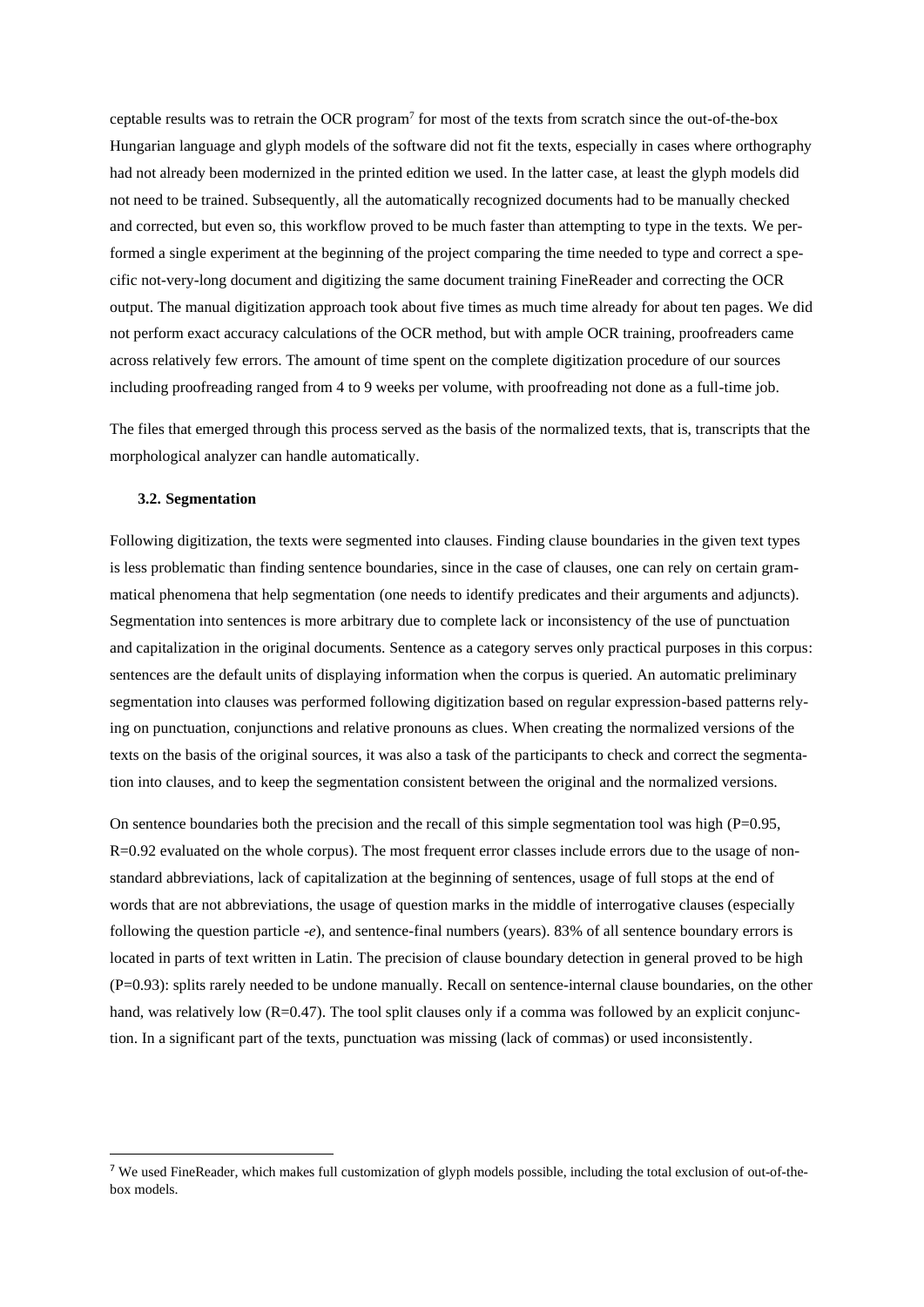ceptable results was to retrain the OCR program[7] for most of the texts from scratch since the out-of-the-box Hungarian language and glyph models of the software did not fit the texts, especially in cases where orthography had not already been modernized in the printed edition we used. In the latter case, at least the glyph models did not need to be trained. Subsequently, all the automatically recognized documents had to be manually checked and corrected, but even so, this workflow proved to be much faster than attempting to type in the texts. We performed a single experiment at the beginning of the project comparing the time needed to type and correct a specific not-very-long document and digitizing the same document training FineReader and correcting the OCR output. The manual digitization approach took about five times as much time already for about ten pages. We did not perform exact accuracy calculations of the OCR method, but with ample OCR training, proofreaders came across relatively few errors. The amount of time spent on the complete digitization procedure of our sources including proofreading ranged from 4 to 9 weeks per volume, with proofreading not done as a full-time job.

The files that emerged through this process served as the basis of the normalized texts, that is, transcripts that the morphological analyzer can handle automatically.

### 3.2. Segmentation

Following digitization, the texts were segmented into clauses. Finding clause boundaries in the given text types is less problematic than finding sentence boundaries, since in the case of clauses, one can rely on certain grammatical phenomena that help segmentation (one needs to identify predicates and their arguments and adjuncts). Segmentation into sentences is more arbitrary due to complete lack or inconsistency of the use of punctuation and capitalization in the original documents. Sentence as a category serves only practical purposes in this corpus: sentences are the default units of displaying information when the corpus is queried. An automatic preliminary segmentation into clauses was performed following digitization based on regular expression-based patterns relying on punctuation, conjunctions and relative pronouns as clues. When creating the normalized versions of the texts on the basis of the original sources, it was also a task of the participants to check and correct the segmentation into clauses, and to keep the segmentation consistent between the original and the normalized versions.

On sentence boundaries both the precision and the recall of this simple segmentation tool was high (P=0.95, R=0.92 evaluated on the whole corpus). The most frequent error classes include errors due to the usage of non-standard abbreviations, lack of capitalization at the beginning of sentences, usage of full stops at the end of words that are not abbreviations, the usage of question marks in the middle of interrogative clauses (especially following the question particle *-e*), and sentence-final numbers (years). 83% of all sentence boundary errors is located in parts of text written in Latin. The precision of clause boundary detection in general proved to be high (P=0.93): splits rarely needed to be undone manually. Recall on sentence-internal clause boundaries, on the other hand, was relatively low (R=0.47). The tool split clauses only if a comma was followed by an explicit conjunction. In a significant part of the texts, punctuation was missing (lack of commas) or used inconsistently.

[7] We used FineReader, which makes full customization of glyph models possible, including the total exclusion of out-of-the-box models.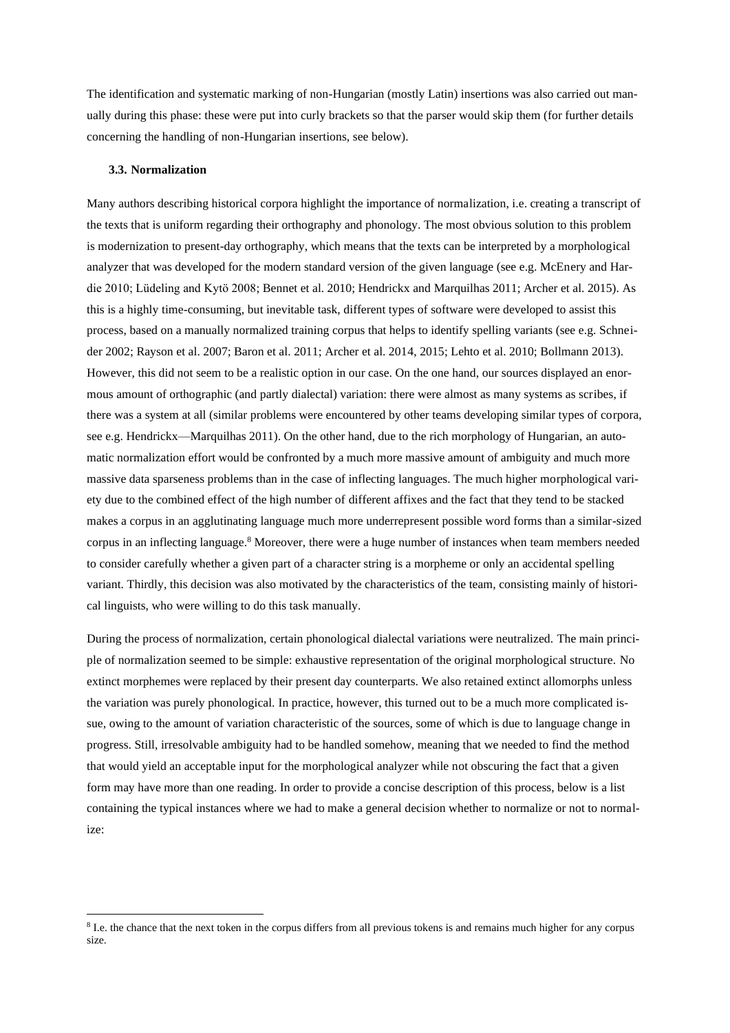The identification and systematic marking of non-Hungarian (mostly Latin) insertions was also carried out manually during this phase: these were put into curly brackets so that the parser would skip them (for further details concerning the handling of non-Hungarian insertions, see below).

### 3.3. Normalization

Many authors describing historical corpora highlight the importance of normalization, i.e. creating a transcript of the texts that is uniform regarding their orthography and phonology. The most obvious solution to this problem is modernization to present-day orthography, which means that the texts can be interpreted by a morphological analyzer that was developed for the modern standard version of the given language (see e.g. McEnery and Hardie 2010; Lüdeling and Kytö 2008; Bennet et al. 2010; Hendrickx and Marquilhas 2011; Archer et al. 2015). As this is a highly time-consuming, but inevitable task, different types of software were developed to assist this process, based on a manually normalized training corpus that helps to identify spelling variants (see e.g. Schneider 2002; Rayson et al. 2007; Baron et al. 2011; Archer et al. 2014, 2015; Lehto et al. 2010; Bollmann 2013). However, this did not seem to be a realistic option in our case. On the one hand, our sources displayed an enormous amount of orthographic (and partly dialectal) variation: there were almost as many systems as scribes, if there was a system at all (similar problems were encountered by other teams developing similar types of corpora, see e.g. Hendrickx—Marquilhas 2011). On the other hand, due to the rich morphology of Hungarian, an automatic normalization effort would be confronted by a much more massive amount of ambiguity and much more massive data sparseness problems than in the case of inflecting languages. The much higher morphological variety due to the combined effect of the high number of different affixes and the fact that they tend to be stacked makes a corpus in an agglutinating language much more underrepresent possible word forms than a similar-sized corpus in an inflecting language.[8] Moreover, there were a huge number of instances when team members needed to consider carefully whether a given part of a character string is a morpheme or only an accidental spelling variant. Thirdly, this decision was also motivated by the characteristics of the team, consisting mainly of historical linguists, who were willing to do this task manually.

During the process of normalization, certain phonological dialectal variations were neutralized. The main principle of normalization seemed to be simple: exhaustive representation of the original morphological structure. No extinct morphemes were replaced by their present day counterparts. We also retained extinct allomorphs unless the variation was purely phonological. In practice, however, this turned out to be a much more complicated issue, owing to the amount of variation characteristic of the sources, some of which is due to language change in progress. Still, irresolvable ambiguity had to be handled somehow, meaning that we needed to find the method that would yield an acceptable input for the morphological analyzer while not obscuring the fact that a given form may have more than one reading. In order to provide a concise description of this process, below is a list containing the typical instances where we had to make a general decision whether to normalize or not to normalize:

[8] I.e. the chance that the next token in the corpus differs from all previous tokens is and remains much higher for any corpus size.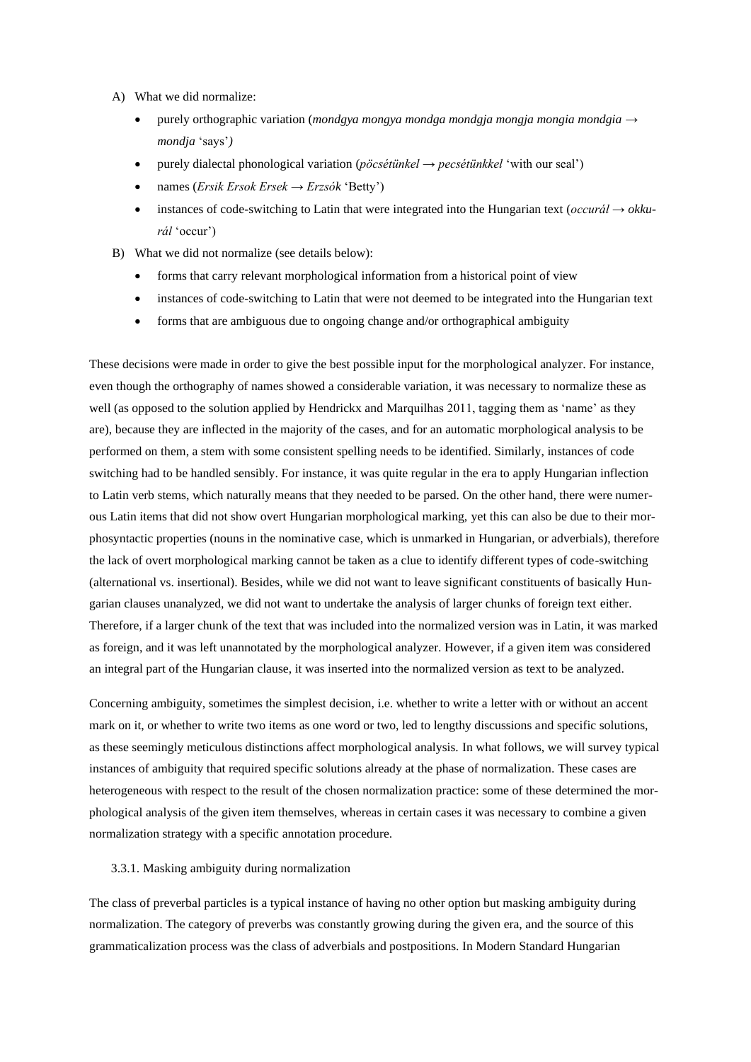A) What we did normalize:

- purely orthographic variation (*mondgya mongya mondga mondgja mongja mongia mondgia* → *mondja* 'says')
- purely dialectal phonological variation (*pöcsétünkel* → *pecsétünkkel* 'with our seal')
- names (*Ersik Ersok Ersek* → *Erzsók* 'Betty')
- instances of code-switching to Latin that were integrated into the Hungarian text (*occurál* → *okkurál* 'occur')

B) What we did not normalize (see details below):

- forms that carry relevant morphological information from a historical point of view
- instances of code-switching to Latin that were not deemed to be integrated into the Hungarian text
- forms that are ambiguous due to ongoing change and/or orthographical ambiguity

These decisions were made in order to give the best possible input for the morphological analyzer. For instance, even though the orthography of names showed a considerable variation, it was necessary to normalize these as well (as opposed to the solution applied by Hendrickx and Marquilhas 2011, tagging them as 'name' as they are), because they are inflected in the majority of the cases, and for an automatic morphological analysis to be performed on them, a stem with some consistent spelling needs to be identified. Similarly, instances of code switching had to be handled sensibly. For instance, it was quite regular in the era to apply Hungarian inflection to Latin verb stems, which naturally means that they needed to be parsed. On the other hand, there were numerous Latin items that did not show overt Hungarian morphological marking, yet this can also be due to their morphosyntactic properties (nouns in the nominative case, which is unmarked in Hungarian, or adverbials), therefore the lack of overt morphological marking cannot be taken as a clue to identify different types of code-switching (alternational vs. insertional). Besides, while we did not want to leave significant constituents of basically Hungarian clauses unanalyzed, we did not want to undertake the analysis of larger chunks of foreign text either. Therefore, if a larger chunk of the text that was included into the normalized version was in Latin, it was marked as foreign, and it was left unannotated by the morphological analyzer. However, if a given item was considered an integral part of the Hungarian clause, it was inserted into the normalized version as text to be analyzed.

Concerning ambiguity, sometimes the simplest decision, i.e. whether to write a letter with or without an accent mark on it, or whether to write two items as one word or two, led to lengthy discussions and specific solutions, as these seemingly meticulous distinctions affect morphological analysis. In what follows, we will survey typical instances of ambiguity that required specific solutions already at the phase of normalization. These cases are heterogeneous with respect to the result of the chosen normalization practice: some of these determined the morphological analysis of the given item themselves, whereas in certain cases it was necessary to combine a given normalization strategy with a specific annotation procedure.

### 3.3.1. Masking ambiguity during normalization

The class of preverbal particles is a typical instance of having no other option but masking ambiguity during normalization. The category of preverbs was constantly growing during the given era, and the source of this grammaticalization process was the class of adverbials and postpositions. In Modern Standard Hungarian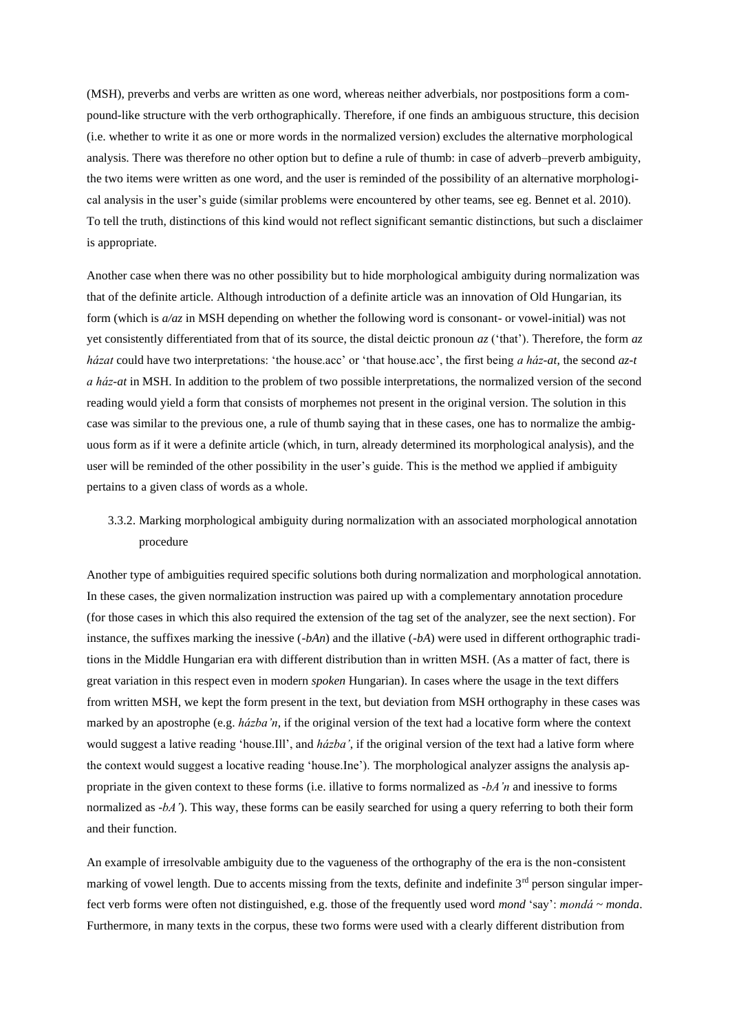(MSH), preverbs and verbs are written as one word, whereas neither adverbials, nor postpositions form a compound-like structure with the verb orthographically. Therefore, if one finds an ambiguous structure, this decision (i.e. whether to write it as one or more words in the normalized version) excludes the alternative morphological analysis. There was therefore no other option but to define a rule of thumb: in case of adverb–preverb ambiguity, the two items were written as one word, and the user is reminded of the possibility of an alternative morphological analysis in the user's guide (similar problems were encountered by other teams, see eg. Bennet et al. 2010). To tell the truth, distinctions of this kind would not reflect significant semantic distinctions, but such a disclaimer is appropriate.

Another case when there was no other possibility but to hide morphological ambiguity during normalization was that of the definite article. Although introduction of a definite article was an innovation of Old Hungarian, its form (which is *a/az* in MSH depending on whether the following word is consonant- or vowel-initial) was not yet consistently differentiated from that of its source, the distal deictic pronoun *az* ('that'). Therefore, the form *az házat* could have two interpretations: 'the house.acc' or 'that house.acc', the first being *a ház-at*, the second *az-t a ház-at* in MSH. In addition to the problem of two possible interpretations, the normalized version of the second reading would yield a form that consists of morphemes not present in the original version. The solution in this case was similar to the previous one, a rule of thumb saying that in these cases, one has to normalize the ambiguous form as if it were a definite article (which, in turn, already determined its morphological analysis), and the user will be reminded of the other possibility in the user's guide. This is the method we applied if ambiguity pertains to a given class of words as a whole.

### 3.3.2. Marking morphological ambiguity during normalization with an associated morphological annotation procedure

Another type of ambiguities required specific solutions both during normalization and morphological annotation. In these cases, the given normalization instruction was paired up with a complementary annotation procedure (for those cases in which this also required the extension of the tag set of the analyzer, see the next section). For instance, the suffixes marking the inessive (*-bAn*) and the illative (*-bA*) were used in different orthographic traditions in the Middle Hungarian era with different distribution than in written MSH. (As a matter of fact, there is great variation in this respect even in modern *spoken* Hungarian). In cases where the usage in the text differs from written MSH, we kept the form present in the text, but deviation from MSH orthography in these cases was marked by an apostrophe (e.g. *házba'n*, if the original version of the text had a locative form where the context would suggest a lative reading 'house.Ill', and *házba'*, if the original version of the text had a lative form where the context would suggest a locative reading 'house.Ine'). The morphological analyzer assigns the analysis appropriate in the given context to these forms (i.e. illative to forms normalized as *-bA'n* and inessive to forms normalized as *-bA'*). This way, these forms can be easily searched for using a query referring to both their form and their function.

An example of irresolvable ambiguity due to the vagueness of the orthography of the era is the non-consistent marking of vowel length. Due to accents missing from the texts, definite and indefinite 3rd person singular imperfect verb forms were often not distinguished, e.g. those of the frequently used word *mond* 'say': *mondá ~ monda*. Furthermore, in many texts in the corpus, these two forms were used with a clearly different distribution from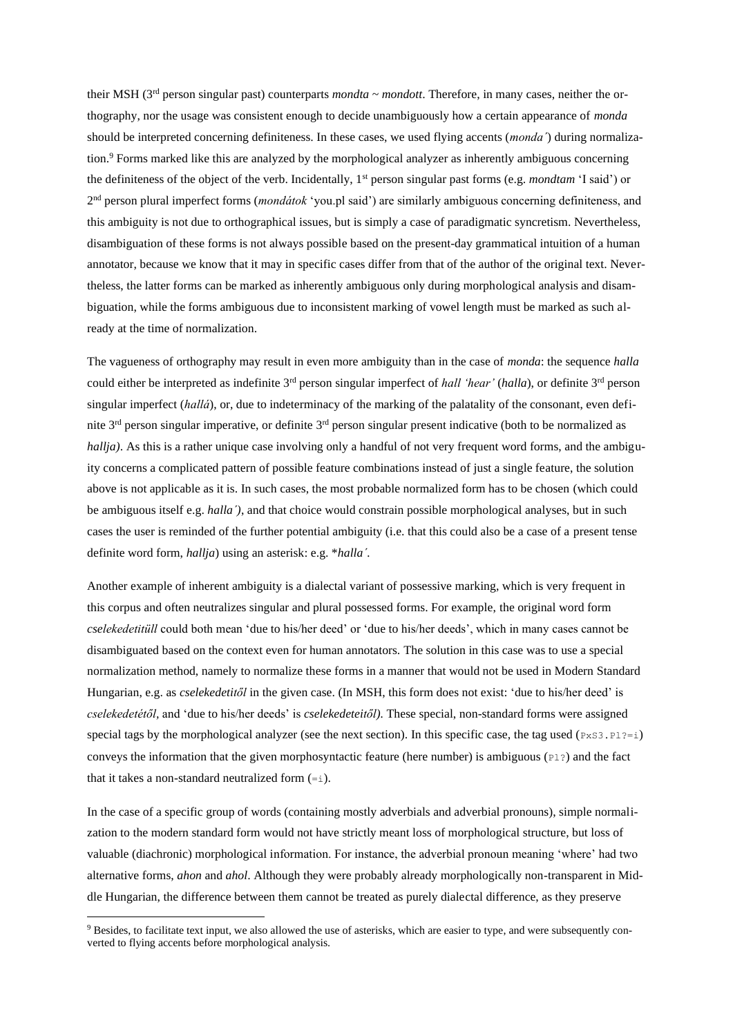their MSH (3rd person singular past) counterparts *mondta* ~ *mondott*. Therefore, in many cases, neither the orthography, nor the usage was consistent enough to decide unambiguously how a certain appearance of *monda* should be interpreted concerning definiteness. In these cases, we used flying accents (*monda´*) during normalization.[9] Forms marked like this are analyzed by the morphological analyzer as inherently ambiguous concerning the definiteness of the object of the verb. Incidentally, 1st person singular past forms (e.g. *mondtam* 'I said') or 2nd person plural imperfect forms (*mondátok* 'you.pl said') are similarly ambiguous concerning definiteness, and this ambiguity is not due to orthographical issues, but is simply a case of paradigmatic syncretism. Nevertheless, disambiguation of these forms is not always possible based on the present-day grammatical intuition of a human annotator, because we know that it may in specific cases differ from that of the author of the original text. Nevertheless, the latter forms can be marked as inherently ambiguous only during morphological analysis and disambiguation, while the forms ambiguous due to inconsistent marking of vowel length must be marked as such already at the time of normalization.

The vagueness of orthography may result in even more ambiguity than in the case of *monda*: the sequence *halla* could either be interpreted as indefinite 3rd person singular imperfect of *hall 'hear'* (*halla*), or definite 3rd person singular imperfect (*hallá*), or, due to indeterminacy of the marking of the palatality of the consonant, even definite 3rd person singular imperative, or definite 3rd person singular present indicative (both to be normalized as *hallja)*. As this is a rather unique case involving only a handful of not very frequent word forms, and the ambiguity concerns a complicated pattern of possible feature combinations instead of just a single feature, the solution above is not applicable as it is. In such cases, the most probable normalized form has to be chosen (which could be ambiguous itself e.g. *halla´)*, and that choice would constrain possible morphological analyses, but in such cases the user is reminded of the further potential ambiguity (i.e. that this could also be a case of a present tense definite word form, *hallja*) using an asterisk: e.g. **halla´*.

Another example of inherent ambiguity is a dialectal variant of possessive marking, which is very frequent in this corpus and often neutralizes singular and plural possessed forms. For example, the original word form *cselekedetitüll* could both mean 'due to his/her deed' or 'due to his/her deeds', which in many cases cannot be disambiguated based on the context even for human annotators. The solution in this case was to use a special normalization method, namely to normalize these forms in a manner that would not be used in Modern Standard Hungarian, e.g. as *cselekedetitől* in the given case. (In MSH, this form does not exist: 'due to his/her deed' is *cselekedetétől*, and 'due to his/her deeds' is *cselekedeteitől).* These special, non-standard forms were assigned special tags by the morphological analyzer (see the next section). In this specific case, the tag used (`PxS3.Pl?=i`) conveys the information that the given morphosyntactic feature (here number) is ambiguous (`Pl?`) and the fact that it takes a non-standard neutralized form (`=i`).

In the case of a specific group of words (containing mostly adverbials and adverbial pronouns), simple normalization to the modern standard form would not have strictly meant loss of morphological structure, but loss of valuable (diachronic) morphological information. For instance, the adverbial pronoun meaning 'where' had two alternative forms, *ahon* and *ahol*. Although they were probably already morphologically non-transparent in Middle Hungarian, the difference between them cannot be treated as purely dialectal difference, as they preserve

[9] Besides, to facilitate text input, we also allowed the use of asterisks, which are easier to type, and were subsequently converted to flying accents before morphological analysis.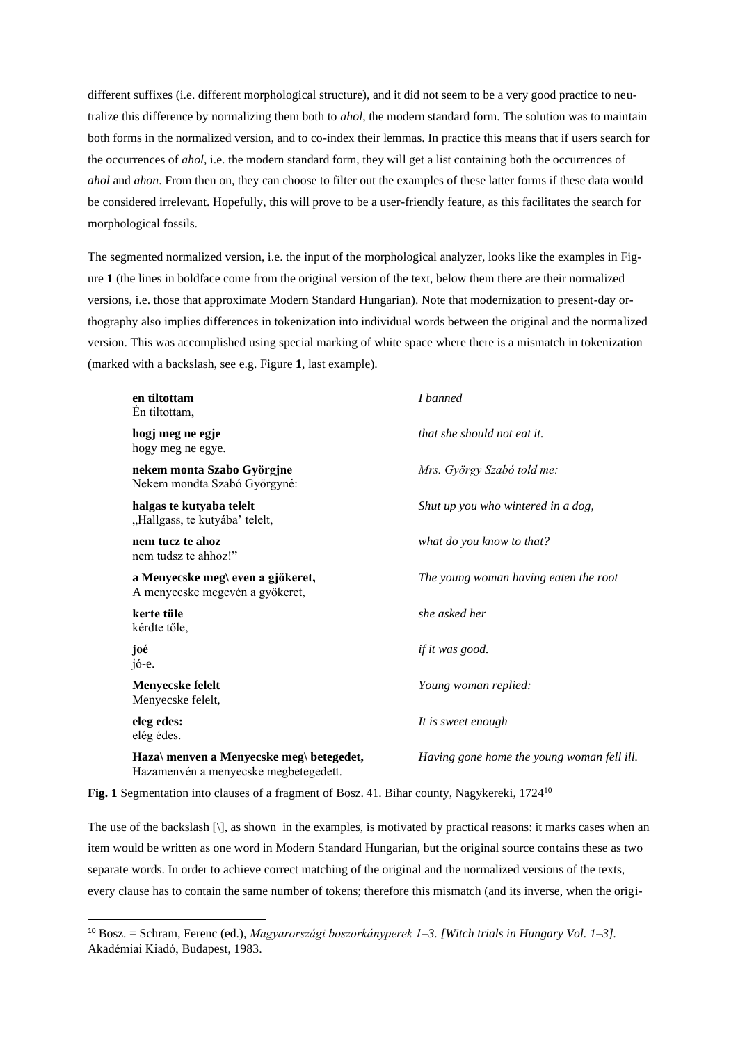different suffixes (i.e. different morphological structure), and it did not seem to be a very good practice to neutralize this difference by normalizing them both to *ahol*, the modern standard form. The solution was to maintain both forms in the normalized version, and to co-index their lemmas. In practice this means that if users search for the occurrences of *ahol*, i.e. the modern standard form, they will get a list containing both the occurrences of *ahol* and *ahon*. From then on, they can choose to filter out the examples of these latter forms if these data would be considered irrelevant. Hopefully, this will prove to be a user-friendly feature, as this facilitates the search for morphological fossils.

The segmented normalized version, i.e. the input of the morphological analyzer, looks like the examples in Figure **1** (the lines in boldface come from the original version of the text, below them there are their normalized versions, i.e. those that approximate Modern Standard Hungarian). Note that modernization to present-day orthography also implies differences in tokenization into individual words between the original and the normalized version. This was accomplished using special marking of white space where there is a mismatch in tokenization (marked with a backslash, see e.g. Figure **1**, last example).

| | |
|---|---|
| **en tiltottam**<br>Én tiltottam, | *I banned* |
| **hogj meg ne egje**<br>hogy meg ne egye. | *that she should not eat it.* |
| **nekem monta Szabo Györgjne**<br>Nekem mondta Szabó Györgyné: | *Mrs. György Szabó told me:* |
| **halgas te kutyaba telelt**<br>„Hallgass, te kutyába' telelt, | *Shut up you who wintered in a dog,* |
| **nem tucz te ahoz**<br>nem tudsz te ahhoz!" | *what do you know to that?* |
| **a Menyecske meg\ even a gjökeret,**<br>A menyecske megevén a gyökeret, | *The young woman having eaten the root* |
| **kerte tüle**<br>kérdte tőle, | *she asked her* |
| **joé**<br>jó-e. | *if it was good.* |
| **Menyecske felelt**<br>Menyecske felelt, | *Young woman replied:* |
| **eleg edes:**<br>elég édes. | *It is sweet enough* |
| **Haza\ menven a Menyecske meg\ betegedet,**<br>Hazamenvén a menyecske megbetegedett. | *Having gone home the young woman fell ill.* |

**Fig. 1** Segmentation into clauses of a fragment of Bosz. 41. Bihar county, Nagykereki, 1724[10]

The use of the backslash [\], as shown in the examples, is motivated by practical reasons: it marks cases when an item would be written as one word in Modern Standard Hungarian, but the original source contains these as two separate words. In order to achieve correct matching of the original and the normalized versions of the texts, every clause has to contain the same number of tokens; therefore this mismatch (and its inverse, when the origi-

[10] Bosz. = Schram, Ferenc (ed.), *Magyarországi boszorkányperek 1–3. [Witch trials in Hungary Vol. 1–3].* Akadémiai Kiadó, Budapest, 1983.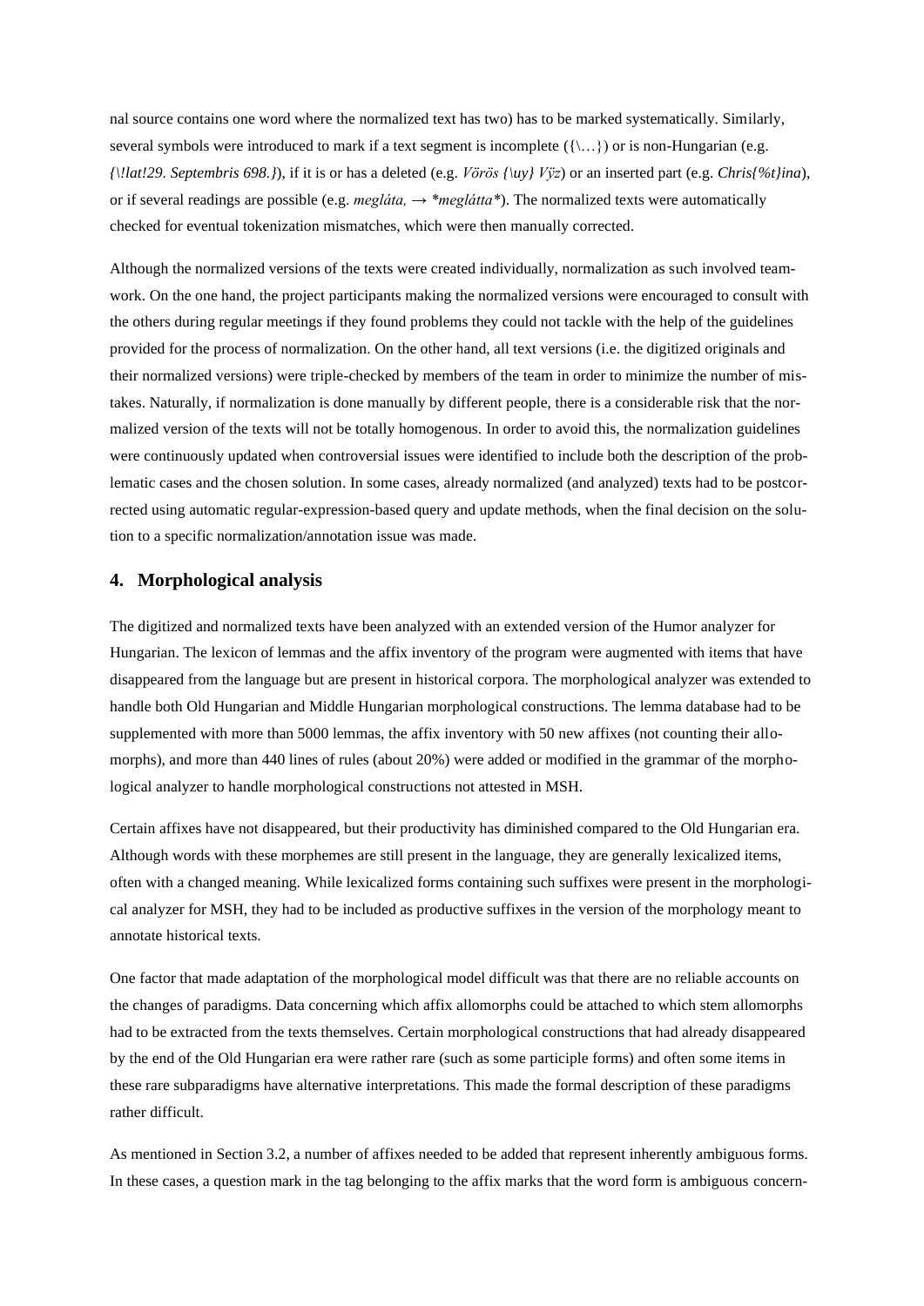nal source contains one word where the normalized text has two) has to be marked systematically. Similarly, several symbols were introduced to mark if a text segment is incomplete ({\…}) or is non-Hungarian (e.g. *{\!lat!29. Septembris 698.}*), if it is or has a deleted (e.g. *Vörös {\uy} Vÿz*) or an inserted part (e.g. *Chris{%t}ina*), or if several readings are possible (e.g. *megláta,* → *\*meglátta\**). The normalized texts were automatically checked for eventual tokenization mismatches, which were then manually corrected.

Although the normalized versions of the texts were created individually, normalization as such involved teamwork. On the one hand, the project participants making the normalized versions were encouraged to consult with the others during regular meetings if they found problems they could not tackle with the help of the guidelines provided for the process of normalization. On the other hand, all text versions (i.e. the digitized originals and their normalized versions) were triple-checked by members of the team in order to minimize the number of mistakes. Naturally, if normalization is done manually by different people, there is a considerable risk that the normalized version of the texts will not be totally homogenous. In order to avoid this, the normalization guidelines were continuously updated when controversial issues were identified to include both the description of the problematic cases and the chosen solution. In some cases, already normalized (and analyzed) texts had to be postcorrected using automatic regular-expression-based query and update methods, when the final decision on the solution to a specific normalization/annotation issue was made.

## 4. Morphological analysis

The digitized and normalized texts have been analyzed with an extended version of the Humor analyzer for Hungarian. The lexicon of lemmas and the affix inventory of the program were augmented with items that have disappeared from the language but are present in historical corpora. The morphological analyzer was extended to handle both Old Hungarian and Middle Hungarian morphological constructions. The lemma database had to be supplemented with more than 5000 lemmas, the affix inventory with 50 new affixes (not counting their allomorphs), and more than 440 lines of rules (about 20%) were added or modified in the grammar of the morphological analyzer to handle morphological constructions not attested in MSH.

Certain affixes have not disappeared, but their productivity has diminished compared to the Old Hungarian era. Although words with these morphemes are still present in the language, they are generally lexicalized items, often with a changed meaning. While lexicalized forms containing such suffixes were present in the morphological analyzer for MSH, they had to be included as productive suffixes in the version of the morphology meant to annotate historical texts.

One factor that made adaptation of the morphological model difficult was that there are no reliable accounts on the changes of paradigms. Data concerning which affix allomorphs could be attached to which stem allomorphs had to be extracted from the texts themselves. Certain morphological constructions that had already disappeared by the end of the Old Hungarian era were rather rare (such as some participle forms) and often some items in these rare subparadigms have alternative interpretations. This made the formal description of these paradigms rather difficult.

As mentioned in Section 3.2, a number of affixes needed to be added that represent inherently ambiguous forms. In these cases, a question mark in the tag belonging to the affix marks that the word form is ambiguous concern-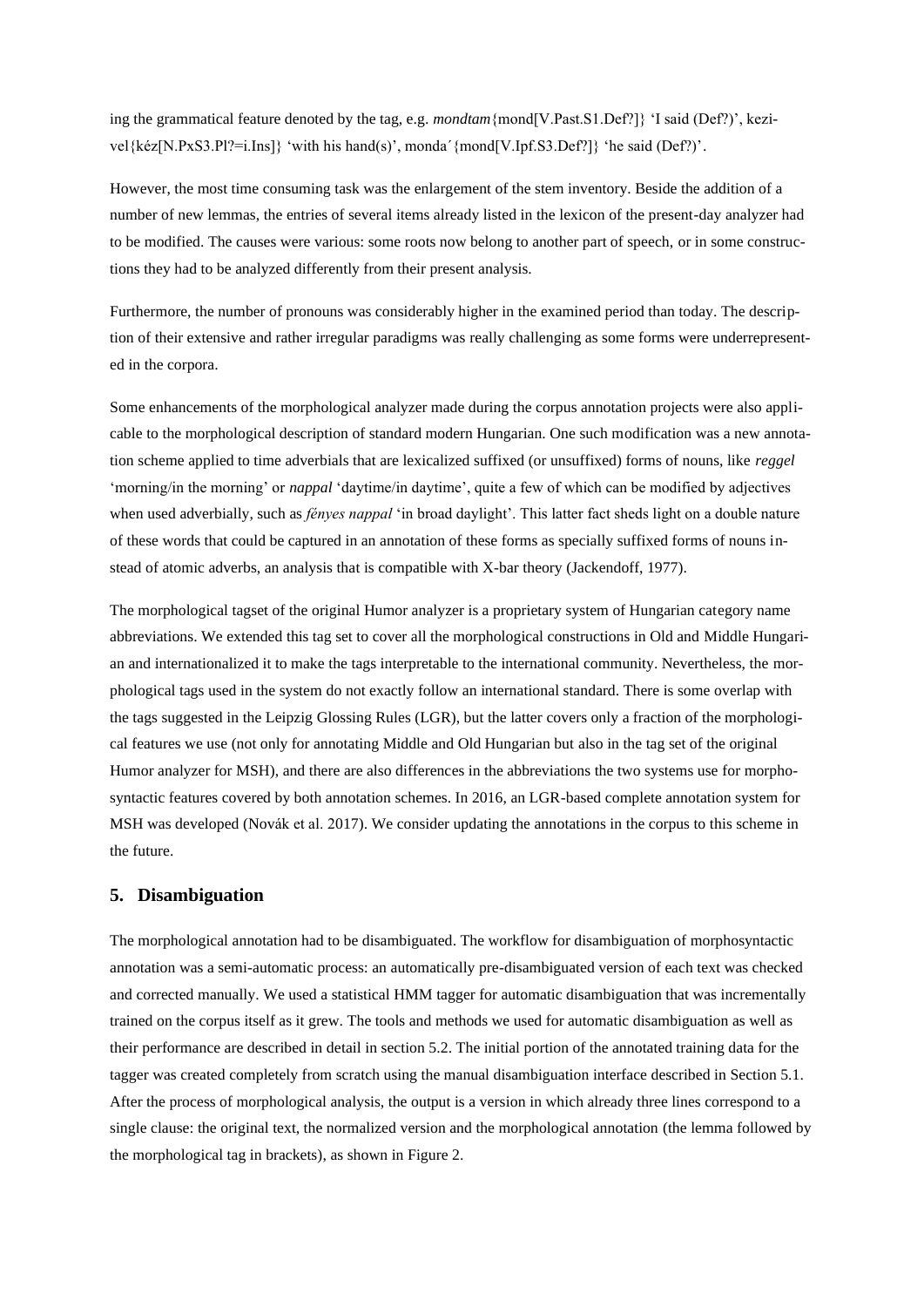ing the grammatical feature denoted by the tag, e.g. *mondtam*{mond[V.Past.S1.Def?]} 'I said (Def?)', kezivel{kéz[N.PxS3.Pl?=i.Ins]} 'with his hand(s)', monda´{mond[V.Ipf.S3.Def?]} 'he said (Def?)'.

However, the most time consuming task was the enlargement of the stem inventory. Beside the addition of a number of new lemmas, the entries of several items already listed in the lexicon of the present-day analyzer had to be modified. The causes were various: some roots now belong to another part of speech, or in some constructions they had to be analyzed differently from their present analysis.

Furthermore, the number of pronouns was considerably higher in the examined period than today. The description of their extensive and rather irregular paradigms was really challenging as some forms were underrepresented in the corpora.

Some enhancements of the morphological analyzer made during the corpus annotation projects were also applicable to the morphological description of standard modern Hungarian. One such modification was a new annotation scheme applied to time adverbials that are lexicalized suffixed (or unsuffixed) forms of nouns, like *reggel* 'morning/in the morning' or *nappal* 'daytime/in daytime', quite a few of which can be modified by adjectives when used adverbially, such as *fényes nappal* 'in broad daylight'. This latter fact sheds light on a double nature of these words that could be captured in an annotation of these forms as specially suffixed forms of nouns instead of atomic adverbs, an analysis that is compatible with X-bar theory (Jackendoff, 1977).

The morphological tagset of the original Humor analyzer is a proprietary system of Hungarian category name abbreviations. We extended this tag set to cover all the morphological constructions in Old and Middle Hungarian and internationalized it to make the tags interpretable to the international community. Nevertheless, the morphological tags used in the system do not exactly follow an international standard. There is some overlap with the tags suggested in the Leipzig Glossing Rules (LGR), but the latter covers only a fraction of the morphological features we use (not only for annotating Middle and Old Hungarian but also in the tag set of the original Humor analyzer for MSH), and there are also differences in the abbreviations the two systems use for morphosyntactic features covered by both annotation schemes. In 2016, an LGR-based complete annotation system for MSH was developed (Novák et al. 2017). We consider updating the annotations in the corpus to this scheme in the future.

## 5. Disambiguation

The morphological annotation had to be disambiguated. The workflow for disambiguation of morphosyntactic annotation was a semi-automatic process: an automatically pre-disambiguated version of each text was checked and corrected manually. We used a statistical HMM tagger for automatic disambiguation that was incrementally trained on the corpus itself as it grew. The tools and methods we used for automatic disambiguation as well as their performance are described in detail in section 5.2. The initial portion of the annotated training data for the tagger was created completely from scratch using the manual disambiguation interface described in Section 5.1. After the process of morphological analysis, the output is a version in which already three lines correspond to a single clause: the original text, the normalized version and the morphological annotation (the lemma followed by the morphological tag in brackets), as shown in Figure 2.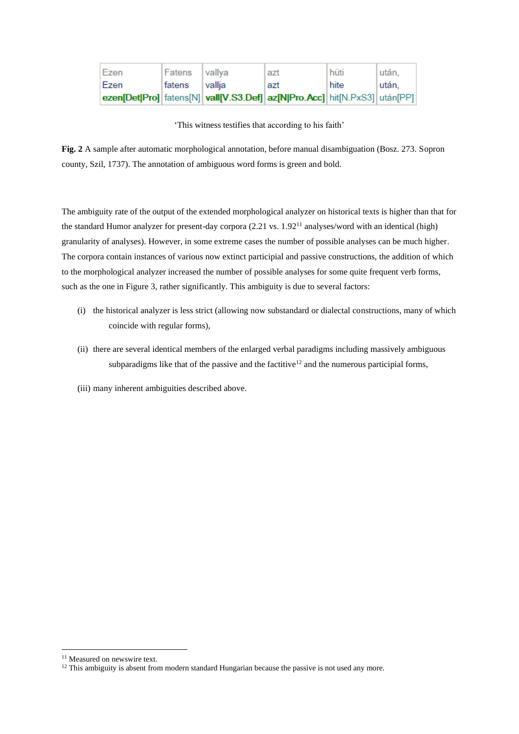| | | | | | |
|---|---|---|---|---|---|
| Ezen | Fatens | vallya | azt | hüti | után, |
| Ezen | fatens | vallja | azt | hite | után, |
| **ezen[Det\|Pro]** | fatens[N] | **vall[V.S3.Def]** | **az[N\|Pro.Acc]** | hit[N.PxS3] | után[PP] |

'This witness testifies that according to his faith'

**Fig. 2** A sample after automatic morphological annotation, before manual disambiguation (Bosz. 273. Sopron county, Szil, 1737). The annotation of ambiguous word forms is green and bold.

The ambiguity rate of the output of the extended morphological analyzer on historical texts is higher than that for the standard Humor analyzer for present-day corpora (2.21 vs. 1.92[11] analyses/word with an identical (high) granularity of analyses). However, in some extreme cases the number of possible analyses can be much higher. The corpora contain instances of various now extinct participial and passive constructions, the addition of which to the morphological analyzer increased the number of possible analyses for some quite frequent verb forms, such as the one in Figure 3, rather significantly. This ambiguity is due to several factors:

(i) the historical analyzer is less strict (allowing now substandard or dialectal constructions, many of which coincide with regular forms),

(ii) there are several identical members of the enlarged verbal paradigms including massively ambiguous subparadigms like that of the passive and the factitive[12] and the numerous participial forms,

(iii) many inherent ambiguities described above.

[11] Measured on newswire text.

[12] This ambiguity is absent from modern standard Hungarian because the passive is not used any more.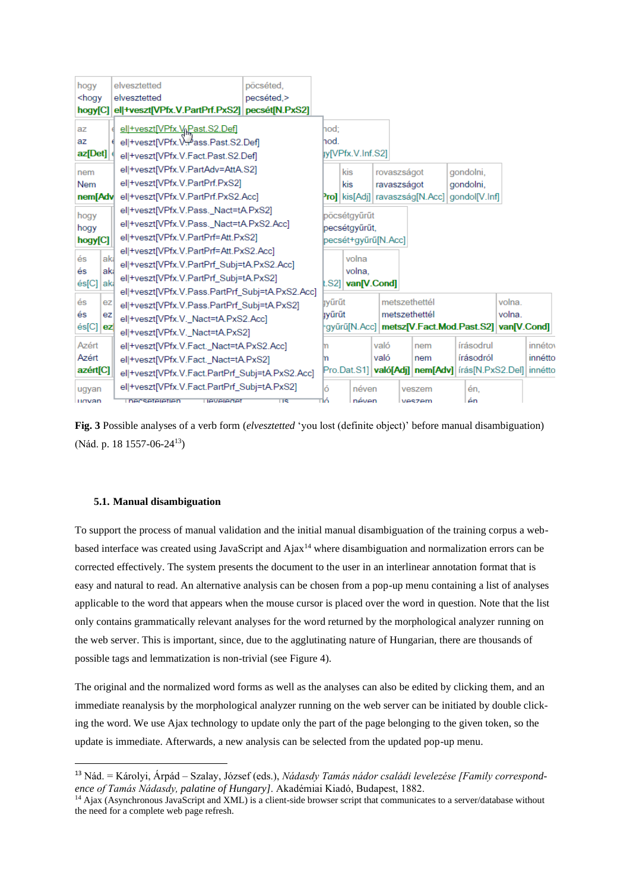**Fig. 3** Possible analyses of a verb form (*elvesztetted* 'you lost (definite object)' before manual disambiguation) (Nád. p. 18 1557-06-24[13])

### 5.1. Manual disambiguation

To support the process of manual validation and the initial manual disambiguation of the training corpus a web-based interface was created using JavaScript and Ajax[14] where disambiguation and normalization errors can be corrected effectively. The system presents the document to the user in an interlinear annotation format that is easy and natural to read. An alternative analysis can be chosen from a pop-up menu containing a list of analyses applicable to the word that appears when the mouse cursor is placed over the word in question. Note that the list only contains grammatically relevant analyses for the word returned by the morphological analyzer running on the web server. This is important, since, due to the agglutinating nature of Hungarian, there are thousands of possible tags and lemmatization is non-trivial (see Figure 4).

The original and the normalized word forms as well as the analyses can also be edited by clicking them, and an immediate reanalysis by the morphological analyzer running on the web server can be initiated by double clicking the word. We use Ajax technology to update only the part of the page belonging to the given token, so the update is immediate. Afterwards, a new analysis can be selected from the updated pop-up menu.

---

[13] Nád. = Károlyi, Árpád – Szalay, József (eds.), *Nádasdy Tamás nádor családi levelezése [Family correspondence of Tamás Nádasdy, palatine of Hungary]*. Akadémiai Kiadó, Budapest, 1882.

[14] Ajax (Asynchronous JavaScript and XML) is a client-side browser script that communicates to a server/database without the need for a complete web page refresh.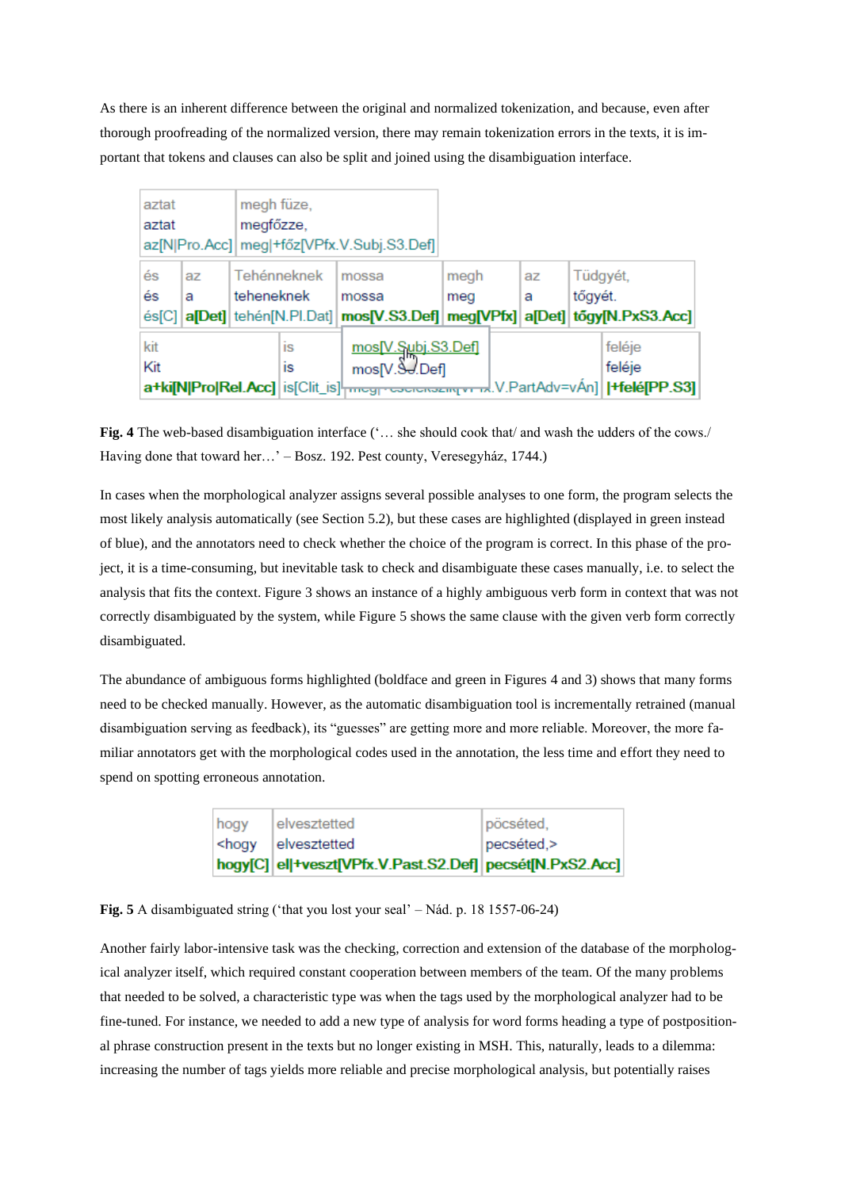As there is an inherent difference between the original and normalized tokenization, and because, even after thorough proofreading of the normalized version, there may remain tokenization errors in the texts, it is important that tokens and clauses can also be split and joined using the disambiguation interface.

| | |
|---|---|
| aztat | megh füze, |
| aztat | megfőzze, |
| az[N\|Pro.Acc] | meg\|+főz[VPfx.V.Subj.S3.Def] |

| | | | | | | |
|---|---|---|---|---|---|---|
| és | az | Tehénneknek | mossa | megh | az | Tüdgyét, |
| és | a | teheneknek | mossa | meg | a | tőgyét. |
| és[C] | **a[Det]** | tehén[N.Pl.Dat] | **mos[V.S3.Def]** | **meg[VPfx]** | **a[Det]** | **tőgy[N.PxS3.Acc]** |

| | | | |
|---|---|---|---|
| kit | is | | feléje |
| Kit | is | mos[V.Subj.S3.Def] / mos[V.S3.Def] | feléje |
| **a+ki[N\|Pro\|Rel.Acc]** | is[Clit_is] | meg\|+cselekszik[VPfx.V.PartAdv=vÁn] | **\|+felé[PP.S3]** |

**Fig. 4** The web-based disambiguation interface ('… she should cook that/ and wash the udders of the cows./ Having done that toward her…' – Bosz. 192. Pest county, Veresegyház, 1744.)

In cases when the morphological analyzer assigns several possible analyses to one form, the program selects the most likely analysis automatically (see Section 5.2), but these cases are highlighted (displayed in green instead of blue), and the annotators need to check whether the choice of the program is correct. In this phase of the project, it is a time-consuming, but inevitable task to check and disambiguate these cases manually, i.e. to select the analysis that fits the context. Figure 3 shows an instance of a highly ambiguous verb form in context that was not correctly disambiguated by the system, while Figure 5 shows the same clause with the given verb form correctly disambiguated.

The abundance of ambiguous forms highlighted (boldface and green in Figures 4 and 3) shows that many forms need to be checked manually. However, as the automatic disambiguation tool is incrementally retrained (manual disambiguation serving as feedback), its "guesses" are getting more and more reliable. Moreover, the more familiar annotators get with the morphological codes used in the annotation, the less time and effort they need to spend on spotting erroneous annotation.

| | | |
|---|---|---|
| hogy | elvesztetted | pöcsétеd, |
| <hogy | elvesztetted | pecséted,> |
| **hogy[C]** | **el\|+veszt[VPfx.V.Past.S2.Def]** | **pecsét[N.PxS2.Acc]** |

**Fig. 5** A disambiguated string ('that you lost your seal' – Nád. p. 18 1557-06-24)

Another fairly labor-intensive task was the checking, correction and extension of the database of the morphological analyzer itself, which required constant cooperation between members of the team. Of the many problems that needed to be solved, a characteristic type was when the tags used by the morphological analyzer had to be fine-tuned. For instance, we needed to add a new type of analysis for word forms heading a type of postpositional phrase construction present in the texts but no longer existing in MSH. This, naturally, leads to a dilemma: increasing the number of tags yields more reliable and precise morphological analysis, but potentially raises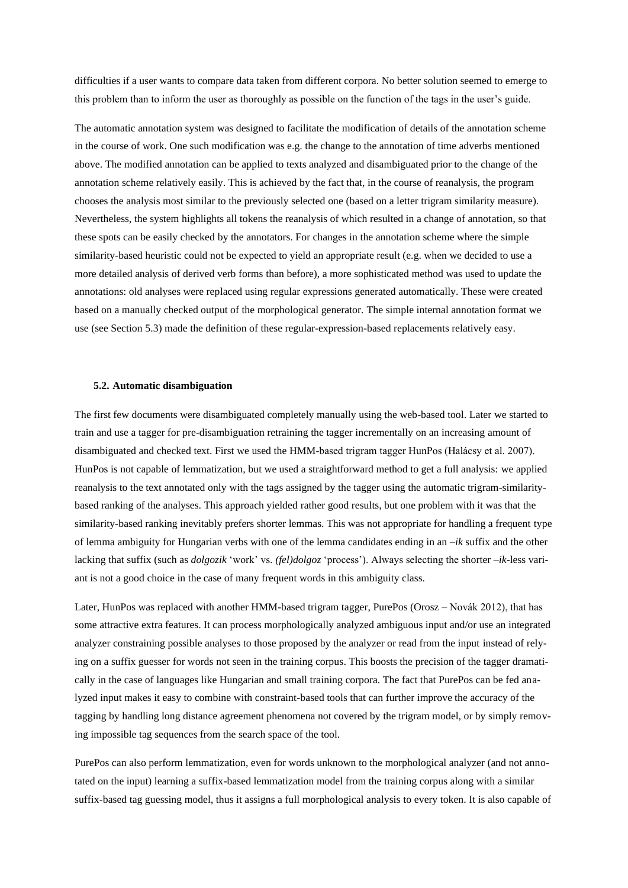difficulties if a user wants to compare data taken from different corpora. No better solution seemed to emerge to this problem than to inform the user as thoroughly as possible on the function of the tags in the user's guide.

The automatic annotation system was designed to facilitate the modification of details of the annotation scheme in the course of work. One such modification was e.g. the change to the annotation of time adverbs mentioned above. The modified annotation can be applied to texts analyzed and disambiguated prior to the change of the annotation scheme relatively easily. This is achieved by the fact that, in the course of reanalysis, the program chooses the analysis most similar to the previously selected one (based on a letter trigram similarity measure). Nevertheless, the system highlights all tokens the reanalysis of which resulted in a change of annotation, so that these spots can be easily checked by the annotators. For changes in the annotation scheme where the simple similarity-based heuristic could not be expected to yield an appropriate result (e.g. when we decided to use a more detailed analysis of derived verb forms than before), a more sophisticated method was used to update the annotations: old analyses were replaced using regular expressions generated automatically. These were created based on a manually checked output of the morphological generator. The simple internal annotation format we use (see Section 5.3) made the definition of these regular-expression-based replacements relatively easy.

### 5.2. Automatic disambiguation

The first few documents were disambiguated completely manually using the web-based tool. Later we started to train and use a tagger for pre-disambiguation retraining the tagger incrementally on an increasing amount of disambiguated and checked text. First we used the HMM-based trigram tagger HunPos (Halácsy et al. 2007). HunPos is not capable of lemmatization, but we used a straightforward method to get a full analysis: we applied reanalysis to the text annotated only with the tags assigned by the tagger using the automatic trigram-similarity-based ranking of the analyses. This approach yielded rather good results, but one problem with it was that the similarity-based ranking inevitably prefers shorter lemmas. This was not appropriate for handling a frequent type of lemma ambiguity for Hungarian verbs with one of the lemma candidates ending in an *–ik* suffix and the other lacking that suffix (such as *dolgozik* 'work' vs. *(fel)dolgoz* 'process'). Always selecting the shorter *–ik*-less variant is not a good choice in the case of many frequent words in this ambiguity class.

Later, HunPos was replaced with another HMM-based trigram tagger, PurePos (Orosz – Novák 2012), that has some attractive extra features. It can process morphologically analyzed ambiguous input and/or use an integrated analyzer constraining possible analyses to those proposed by the analyzer or read from the input instead of relying on a suffix guesser for words not seen in the training corpus. This boosts the precision of the tagger dramatically in the case of languages like Hungarian and small training corpora. The fact that PurePos can be fed analyzed input makes it easy to combine with constraint-based tools that can further improve the accuracy of the tagging by handling long distance agreement phenomena not covered by the trigram model, or by simply removing impossible tag sequences from the search space of the tool.

PurePos can also perform lemmatization, even for words unknown to the morphological analyzer (and not annotated on the input) learning a suffix-based lemmatization model from the training corpus along with a similar suffix-based tag guessing model, thus it assigns a full morphological analysis to every token. It is also capable of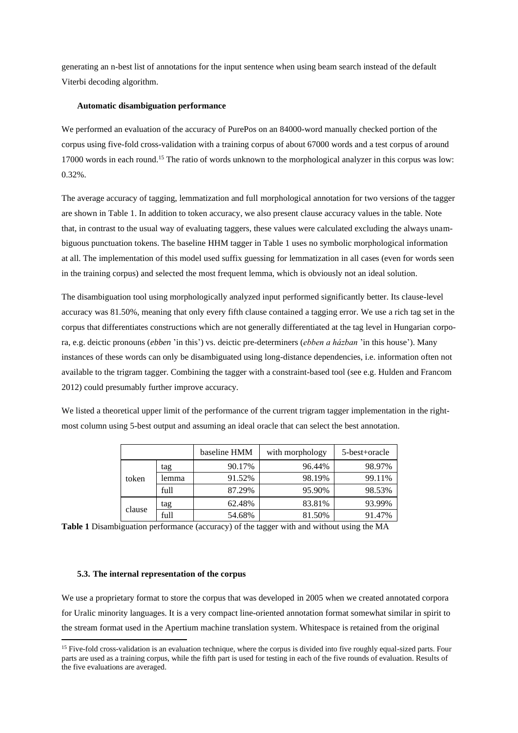generating an n-best list of annotations for the input sentence when using beam search instead of the default Viterbi decoding algorithm.

#### Automatic disambiguation performance

We performed an evaluation of the accuracy of PurePos on an 84000-word manually checked portion of the corpus using five-fold cross-validation with a training corpus of about 67000 words and a test corpus of around 17000 words in each round.[15] The ratio of words unknown to the morphological analyzer in this corpus was low: 0.32%.

The average accuracy of tagging, lemmatization and full morphological annotation for two versions of the tagger are shown in Table 1. In addition to token accuracy, we also present clause accuracy values in the table. Note that, in contrast to the usual way of evaluating taggers, these values were calculated excluding the always unambiguous punctuation tokens. The baseline HHM tagger in Table 1 uses no symbolic morphological information at all. The implementation of this model used suffix guessing for lemmatization in all cases (even for words seen in the training corpus) and selected the most frequent lemma, which is obviously not an ideal solution.

The disambiguation tool using morphologically analyzed input performed significantly better. Its clause-level accuracy was 81.50%, meaning that only every fifth clause contained a tagging error. We use a rich tag set in the corpus that differentiates constructions which are not generally differentiated at the tag level in Hungarian corpora, e.g. deictic pronouns (*ebben* 'in this') vs. deictic pre-determiners (*ebben a házban* 'in this house'). Many instances of these words can only be disambiguated using long-distance dependencies, i.e. information often not available to the trigram tagger. Combining the tagger with a constraint-based tool (see e.g. Hulden and Francom 2012) could presumably further improve accuracy.

We listed a theoretical upper limit of the performance of the current trigram tagger implementation in the rightmost column using 5-best output and assuming an ideal oracle that can select the best annotation.

| | | baseline HMM | with morphology | 5-best+oracle |
|---|---|---|---|---|
| token | tag | 90.17% | 96.44% | 98.97% |
| | lemma | 91.52% | 98.19% | 99.11% |
| | full | 87.29% | 95.90% | 98.53% |
| clause | tag | 62.48% | 83.81% | 93.99% |
| | full | 54.68% | 81.50% | 91.47% |

**Table 1** Disambiguation performance (accuracy) of the tagger with and without using the MA

### 5.3. The internal representation of the corpus

We use a proprietary format to store the corpus that was developed in 2005 when we created annotated corpora for Uralic minority languages. It is a very compact line-oriented annotation format somewhat similar in spirit to the stream format used in the Apertium machine translation system. Whitespace is retained from the original

[15] Five-fold cross-validation is an evaluation technique, where the corpus is divided into five roughly equal-sized parts. Four parts are used as a training corpus, while the fifth part is used for testing in each of the five rounds of evaluation. Results of the five evaluations are averaged.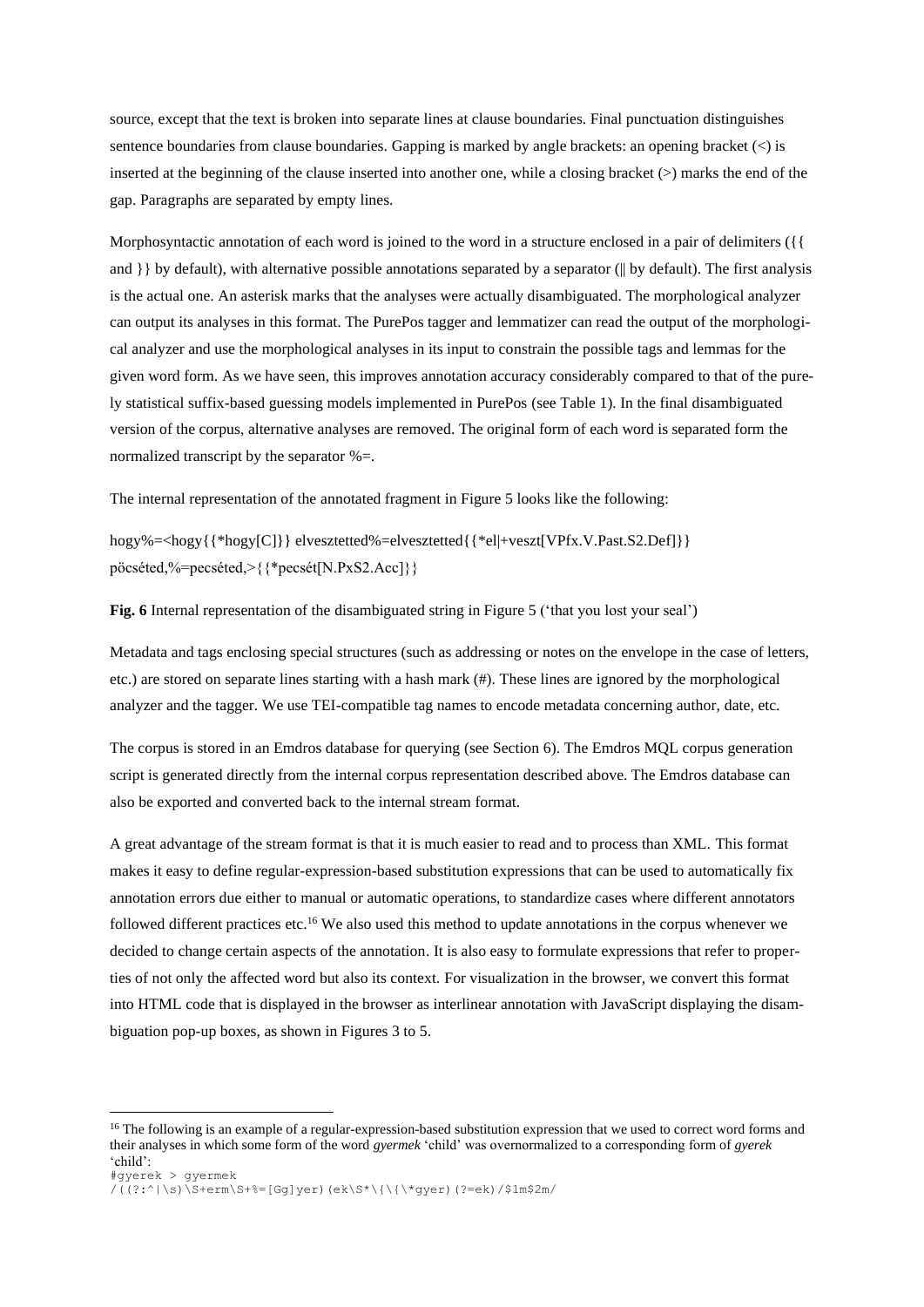source, except that the text is broken into separate lines at clause boundaries. Final punctuation distinguishes sentence boundaries from clause boundaries. Gapping is marked by angle brackets: an opening bracket (<) is inserted at the beginning of the clause inserted into another one, while a closing bracket (>) marks the end of the gap. Paragraphs are separated by empty lines.

Morphosyntactic annotation of each word is joined to the word in a structure enclosed in a pair of delimiters ({{ and }} by default), with alternative possible annotations separated by a separator (|| by default). The first analysis is the actual one. An asterisk marks that the analyses were actually disambiguated. The morphological analyzer can output its analyses in this format. The PurePos tagger and lemmatizer can read the output of the morphological analyzer and use the morphological analyses in its input to constrain the possible tags and lemmas for the given word form. As we have seen, this improves annotation accuracy considerably compared to that of the purely statistical suffix-based guessing models implemented in PurePos (see Table 1). In the final disambiguated version of the corpus, alternative analyses are removed. The original form of each word is separated form the normalized transcript by the separator %=.

The internal representation of the annotated fragment in Figure 5 looks like the following:

hogy%=<hogy{{*hogy[C]}} elvesztetted%=elvesztetted{{*el|+veszt[VPfx.V.Past.S2.Def]}} pöcséted,%=pecséted,>{{*pecsét[N.PxS2.Acc]}}

**Fig. 6** Internal representation of the disambiguated string in Figure 5 ('that you lost your seal')

Metadata and tags enclosing special structures (such as addressing or notes on the envelope in the case of letters, etc.) are stored on separate lines starting with a hash mark (#). These lines are ignored by the morphological analyzer and the tagger. We use TEI-compatible tag names to encode metadata concerning author, date, etc.

The corpus is stored in an Emdros database for querying (see Section 6). The Emdros MQL corpus generation script is generated directly from the internal corpus representation described above. The Emdros database can also be exported and converted back to the internal stream format.

A great advantage of the stream format is that it is much easier to read and to process than XML. This format makes it easy to define regular-expression-based substitution expressions that can be used to automatically fix annotation errors due either to manual or automatic operations, to standardize cases where different annotators followed different practices etc.[16] We also used this method to update annotations in the corpus whenever we decided to change certain aspects of the annotation. It is also easy to formulate expressions that refer to properties of not only the affected word but also its context. For visualization in the browser, we convert this format into HTML code that is displayed in the browser as interlinear annotation with JavaScript displaying the disambiguation pop-up boxes, as shown in Figures 3 to 5.

[16] The following is an example of a regular-expression-based substitution expression that we used to correct word forms and their analyses in which some form of the word *gyermek* 'child' was overnormalized to a corresponding form of *gyerek* 'child':

```
#gyerek > gyermek
/((?:^|\s)\S+erm\S+%=[Gg]yer)(ek\S*\{\{\*gyer)(?=ek)/$1m$2m/
```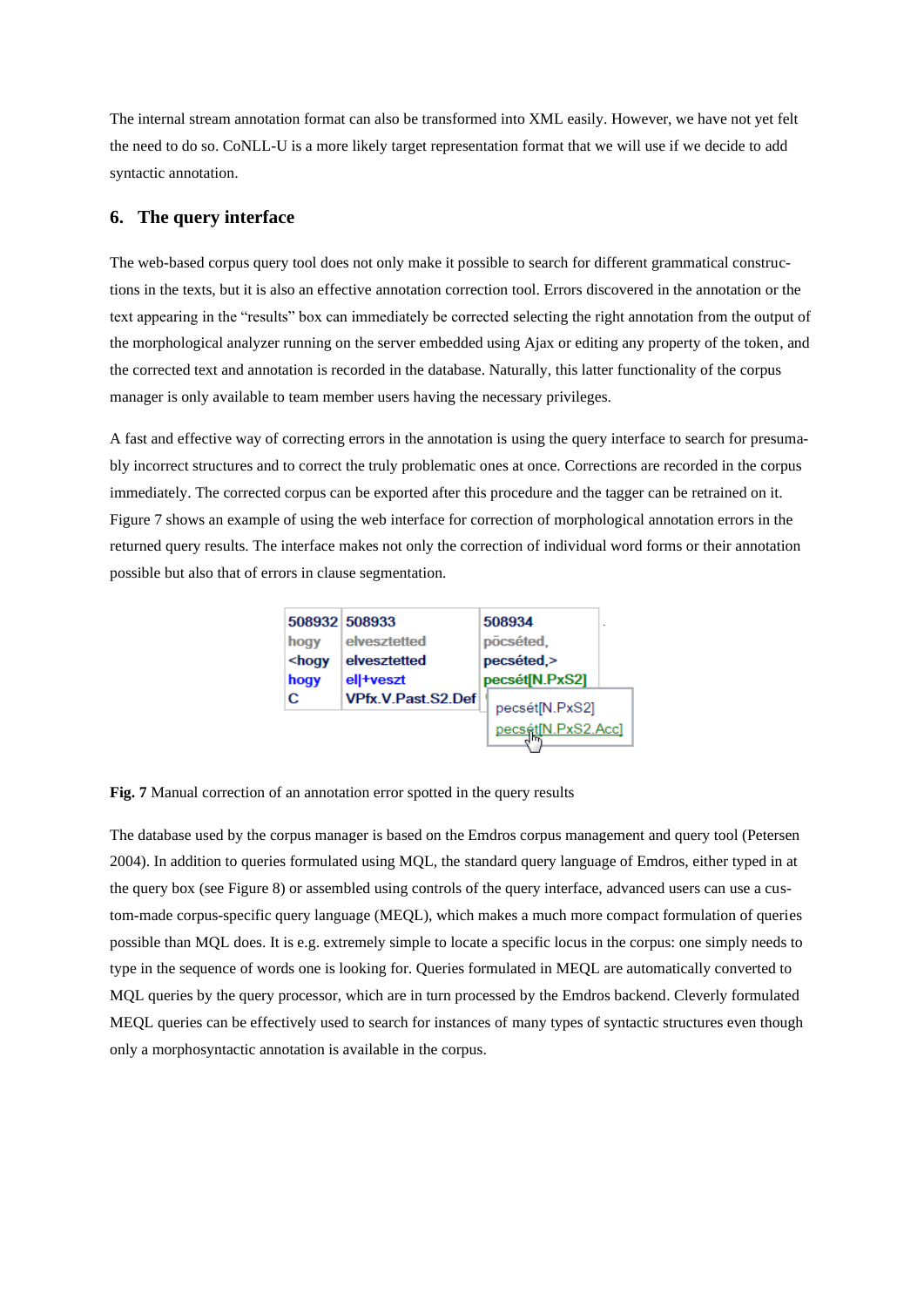The internal stream annotation format can also be transformed into XML easily. However, we have not yet felt the need to do so. CoNLL-U is a more likely target representation format that we will use if we decide to add syntactic annotation.

## 6. The query interface

The web-based corpus query tool does not only make it possible to search for different grammatical constructions in the texts, but it is also an effective annotation correction tool. Errors discovered in the annotation or the text appearing in the "results" box can immediately be corrected selecting the right annotation from the output of the morphological analyzer running on the server embedded using Ajax or editing any property of the token, and the corrected text and annotation is recorded in the database. Naturally, this latter functionality of the corpus manager is only available to team member users having the necessary privileges.

A fast and effective way of correcting errors in the annotation is using the query interface to search for presumably incorrect structures and to correct the truly problematic ones at once. Corrections are recorded in the corpus immediately. The corrected corpus can be exported after this procedure and the tagger can be retrained on it. Figure 7 shows an example of using the web interface for correction of morphological annotation errors in the returned query results. The interface makes not only the correction of individual word forms or their annotation possible but also that of errors in clause segmentation.

| 508932 | 508933 | 508934 |
|---|---|---|
| hogy | elvesztetted | pöcséted, |
| <hogy | elvesztetted | pecséted,> |
| hogy | el\|+veszt | pecsét[N.PxS2] |
| C | VPfx.V.Past.S2.Def | |

pecsét[N.PxS2]
pecsét[N.PxS2.Acc]

**Fig. 7** Manual correction of an annotation error spotted in the query results

The database used by the corpus manager is based on the Emdros corpus management and query tool (Petersen 2004). In addition to queries formulated using MQL, the standard query language of Emdros, either typed in at the query box (see Figure 8) or assembled using controls of the query interface, advanced users can use a custom-made corpus-specific query language (MEQL), which makes a much more compact formulation of queries possible than MQL does. It is e.g. extremely simple to locate a specific locus in the corpus: one simply needs to type in the sequence of words one is looking for. Queries formulated in MEQL are automatically converted to MQL queries by the query processor, which are in turn processed by the Emdros backend. Cleverly formulated MEQL queries can be effectively used to search for instances of many types of syntactic structures even though only a morphosyntactic annotation is available in the corpus.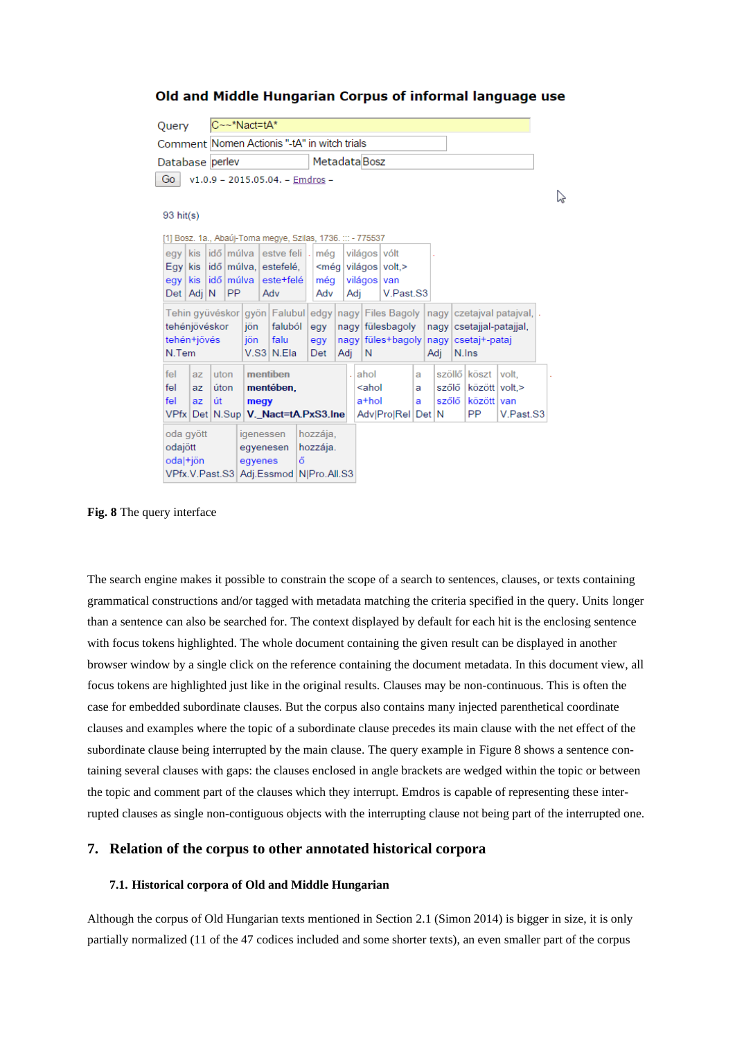**Old and Middle Hungarian Corpus of informal language use**

Query: C~~*Nact=tA*

Comment: Nomen Actionis "-tA" in witch trials

Database: perlev   Metadata: Bosz

Go   v1.0.9 – 2015.05.04. – Emdros –

93 hit(s)

[1] Bosz. 1a., Abaúj-Torna megye, Szilas, 1736. ::: - 775537

| | | | | |
|---|---|---|---|---|
| egy | kis | idő | múlva | estve feli |
| Egy | kis | idő | múlva, | estefelé, |
| egy | kis | idő | múlva | este+felé |
| Det | Adj | N | PP | Adv |

| | | |
|---|---|---|
| még | világos | vólt |
| <még | világos | volt,> |
| még | világos | van |
| Adv | Adj | V.Past.S3 |

| | | | | | | | |
|---|---|---|---|---|---|---|---|
| Tehin gyüvéskor | gyön | Falubul | edgy | nagy | Files Bagoly | nagy | czetajval patajval, |
| tehénjövéskor | jön | faluból | egy | nagy | fülesbagoly | nagy | csetajjal-patajjal, |
| tehén+jövés | jön | falu | egy | nagy | füles+bagoly | nagy | csetaj+-pataj |
| N.Tem | V.S3 | N.Ela | Det | Adj | N | Adj | N.Ins |

| | | | |
|---|---|---|---|
| fel | az | uton | **mentiben** |
| fel | az | úton | **mentében,** |
| fel | az | út | **megy** |
| VPfx | Det | N.Sup | **V._Nact=tA.PxS3.Ine** |

| | | | | |
|---|---|---|---|---|
| ahol | a | szöllő | köszt | volt, |
| <ahol | a | szőlő | között | volt,> |
| a+hol | a | szőlő | között | van |
| Adv\|Pro\|Rel | Det | N | PP | V.Past.S3 |

| | | |
|---|---|---|
| oda gyött | igenessen | hozzája, |
| odajött | egyenesen | hozzája. |
| oda\|+jön | egyenes | ő |
| VPfx.V.Past.S3 | Adj.Essmod | N\|Pro.All.S3 |

**Fig. 8** The query interface

The search engine makes it possible to constrain the scope of a search to sentences, clauses, or texts containing grammatical constructions and/or tagged with metadata matching the criteria specified in the query. Units longer than a sentence can also be searched for. The context displayed by default for each hit is the enclosing sentence with focus tokens highlighted. The whole document containing the given result can be displayed in another browser window by a single click on the reference containing the document metadata. In this document view, all focus tokens are highlighted just like in the original results. Clauses may be non-continuous. This is often the case for embedded subordinate clauses. But the corpus also contains many injected parenthetical coordinate clauses and examples where the topic of a subordinate clause precedes its main clause with the net effect of the subordinate clause being interrupted by the main clause. The query example in Figure 8 shows a sentence containing several clauses with gaps: the clauses enclosed in angle brackets are wedged within the topic or between the topic and comment part of the clauses which they interrupt. Emdros is capable of representing these interrupted clauses as single non-contiguous objects with the interrupting clause not being part of the interrupted one.

## 7. Relation of the corpus to other annotated historical corpora

### 7.1. Historical corpora of Old and Middle Hungarian

Although the corpus of Old Hungarian texts mentioned in Section 2.1 (Simon 2014) is bigger in size, it is only partially normalized (11 of the 47 codices included and some shorter texts), an even smaller part of the corpus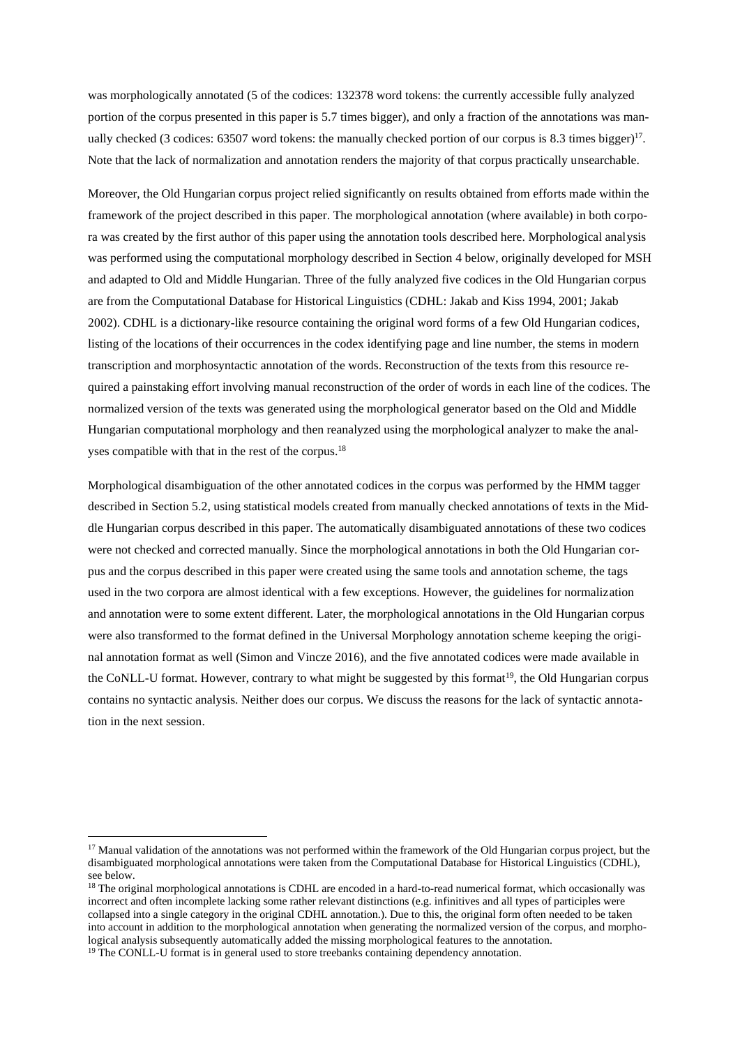was morphologically annotated (5 of the codices: 132378 word tokens: the currently accessible fully analyzed portion of the corpus presented in this paper is 5.7 times bigger), and only a fraction of the annotations was manually checked (3 codices: 63507 word tokens: the manually checked portion of our corpus is 8.3 times bigger)[17]. Note that the lack of normalization and annotation renders the majority of that corpus practically unsearchable.

Moreover, the Old Hungarian corpus project relied significantly on results obtained from efforts made within the framework of the project described in this paper. The morphological annotation (where available) in both corpora was created by the first author of this paper using the annotation tools described here. Morphological analysis was performed using the computational morphology described in Section 4 below, originally developed for MSH and adapted to Old and Middle Hungarian. Three of the fully analyzed five codices in the Old Hungarian corpus are from the Computational Database for Historical Linguistics (CDHL: Jakab and Kiss 1994, 2001; Jakab 2002). CDHL is a dictionary-like resource containing the original word forms of a few Old Hungarian codices, listing of the locations of their occurrences in the codex identifying page and line number, the stems in modern transcription and morphosyntactic annotation of the words. Reconstruction of the texts from this resource required a painstaking effort involving manual reconstruction of the order of words in each line of the codices. The normalized version of the texts was generated using the morphological generator based on the Old and Middle Hungarian computational morphology and then reanalyzed using the morphological analyzer to make the analyses compatible with that in the rest of the corpus.[18]

Morphological disambiguation of the other annotated codices in the corpus was performed by the HMM tagger described in Section 5.2, using statistical models created from manually checked annotations of texts in the Middle Hungarian corpus described in this paper. The automatically disambiguated annotations of these two codices were not checked and corrected manually. Since the morphological annotations in both the Old Hungarian corpus and the corpus described in this paper were created using the same tools and annotation scheme, the tags used in the two corpora are almost identical with a few exceptions. However, the guidelines for normalization and annotation were to some extent different. Later, the morphological annotations in the Old Hungarian corpus were also transformed to the format defined in the Universal Morphology annotation scheme keeping the original annotation format as well (Simon and Vincze 2016), and the five annotated codices were made available in the CoNLL-U format. However, contrary to what might be suggested by this format[19], the Old Hungarian corpus contains no syntactic analysis. Neither does our corpus. We discuss the reasons for the lack of syntactic annotation in the next session.

---

[17] Manual validation of the annotations was not performed within the framework of the Old Hungarian corpus project, but the disambiguated morphological annotations were taken from the Computational Database for Historical Linguistics (CDHL), see below.

[18] The original morphological annotations is CDHL are encoded in a hard-to-read numerical format, which occasionally was incorrect and often incomplete lacking some rather relevant distinctions (e.g. infinitives and all types of participles were collapsed into a single category in the original CDHL annotation.). Due to this, the original form often needed to be taken into account in addition to the morphological annotation when generating the normalized version of the corpus, and morphological analysis subsequently automatically added the missing morphological features to the annotation.

[19] The CONLL-U format is in general used to store treebanks containing dependency annotation.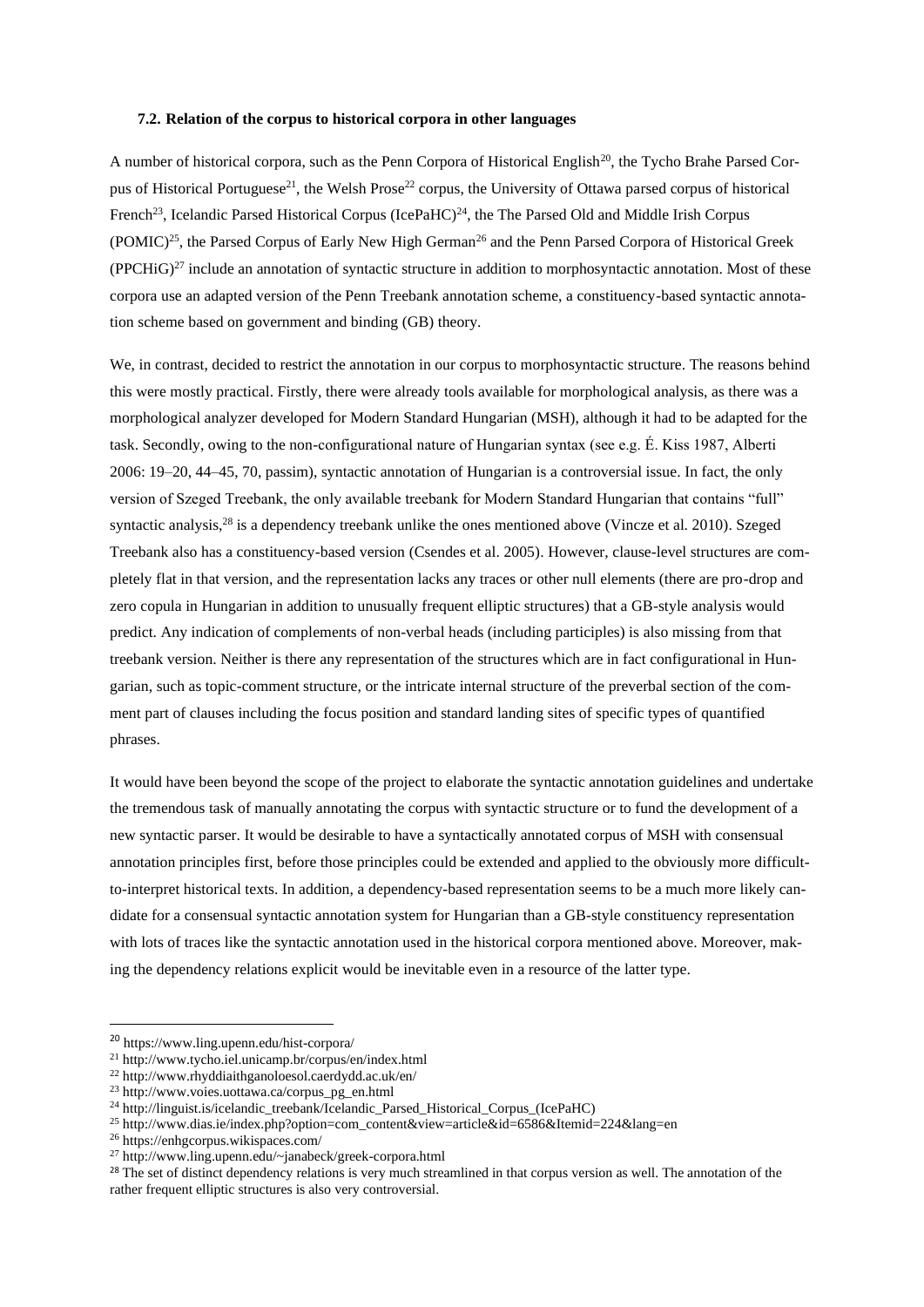### 7.2. Relation of the corpus to historical corpora in other languages

A number of historical corpora, such as the Penn Corpora of Historical English[20], the Tycho Brahe Parsed Corpus of Historical Portuguese[21], the Welsh Prose[22] corpus, the University of Ottawa parsed corpus of historical French[23], Icelandic Parsed Historical Corpus (IcePaHC)[24], the The Parsed Old and Middle Irish Corpus (POMIC)[25], the Parsed Corpus of Early New High German[26] and the Penn Parsed Corpora of Historical Greek (PPCHiG)[27] include an annotation of syntactic structure in addition to morphosyntactic annotation. Most of these corpora use an adapted version of the Penn Treebank annotation scheme, a constituency-based syntactic annotation scheme based on government and binding (GB) theory.

We, in contrast, decided to restrict the annotation in our corpus to morphosyntactic structure. The reasons behind this were mostly practical. Firstly, there were already tools available for morphological analysis, as there was a morphological analyzer developed for Modern Standard Hungarian (MSH), although it had to be adapted for the task. Secondly, owing to the non-configurational nature of Hungarian syntax (see e.g. É. Kiss 1987, Alberti 2006: 19–20, 44–45, 70, passim), syntactic annotation of Hungarian is a controversial issue. In fact, the only version of Szeged Treebank, the only available treebank for Modern Standard Hungarian that contains "full" syntactic analysis,[28] is a dependency treebank unlike the ones mentioned above (Vincze et al. 2010). Szeged Treebank also has a constituency-based version (Csendes et al. 2005). However, clause-level structures are completely flat in that version, and the representation lacks any traces or other null elements (there are pro-drop and zero copula in Hungarian in addition to unusually frequent elliptic structures) that a GB-style analysis would predict. Any indication of complements of non-verbal heads (including participles) is also missing from that treebank version. Neither is there any representation of the structures which are in fact configurational in Hungarian, such as topic-comment structure, or the intricate internal structure of the preverbal section of the comment part of clauses including the focus position and standard landing sites of specific types of quantified phrases.

It would have been beyond the scope of the project to elaborate the syntactic annotation guidelines and undertake the tremendous task of manually annotating the corpus with syntactic structure or to fund the development of a new syntactic parser. It would be desirable to have a syntactically annotated corpus of MSH with consensual annotation principles first, before those principles could be extended and applied to the obviously more difficult-to-interpret historical texts. In addition, a dependency-based representation seems to be a much more likely candidate for a consensual syntactic annotation system for Hungarian than a GB-style constituency representation with lots of traces like the syntactic annotation used in the historical corpora mentioned above. Moreover, making the dependency relations explicit would be inevitable even in a resource of the latter type.

---

[20] https://www.ling.upenn.edu/hist-corpora/

[21] http://www.tycho.iel.unicamp.br/corpus/en/index.html

[22] http://www.rhyddiaithganoloesol.caerdydd.ac.uk/en/

[23] http://www.voies.uottawa.ca/corpus_pg_en.html

[24] http://linguist.is/icelandic_treebank/Icelandic_Parsed_Historical_Corpus_(IcePaHC)

[25] http://www.dias.ie/index.php?option=com_content&view=article&id=6586&Itemid=224&lang=en

[26] https://enhgcorpus.wikispaces.com/

[27] http://www.ling.upenn.edu/~janabeck/greek-corpora.html

[28] The set of distinct dependency relations is very much streamlined in that corpus version as well. The annotation of the rather frequent elliptic structures is also very controversial.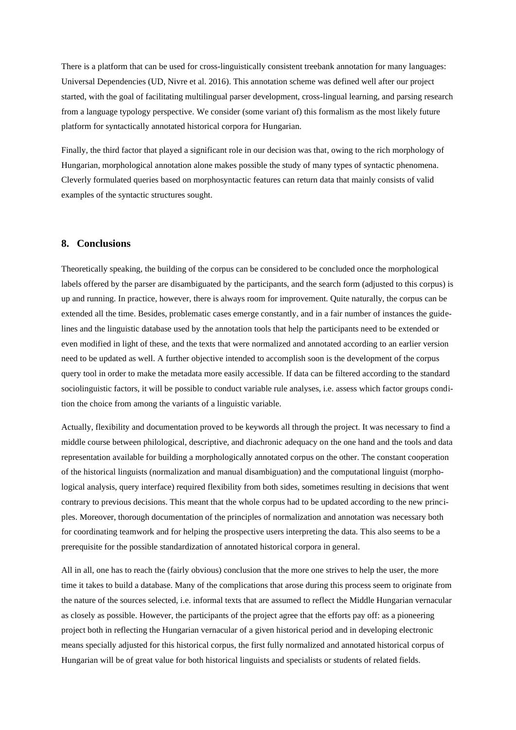There is a platform that can be used for cross-linguistically consistent treebank annotation for many languages: Universal Dependencies (UD, Nivre et al. 2016). This annotation scheme was defined well after our project started, with the goal of facilitating multilingual parser development, cross-lingual learning, and parsing research from a language typology perspective. We consider (some variant of) this formalism as the most likely future platform for syntactically annotated historical corpora for Hungarian.

Finally, the third factor that played a significant role in our decision was that, owing to the rich morphology of Hungarian, morphological annotation alone makes possible the study of many types of syntactic phenomena. Cleverly formulated queries based on morphosyntactic features can return data that mainly consists of valid examples of the syntactic structures sought.

## 8. Conclusions

Theoretically speaking, the building of the corpus can be considered to be concluded once the morphological labels offered by the parser are disambiguated by the participants, and the search form (adjusted to this corpus) is up and running. In practice, however, there is always room for improvement. Quite naturally, the corpus can be extended all the time. Besides, problematic cases emerge constantly, and in a fair number of instances the guidelines and the linguistic database used by the annotation tools that help the participants need to be extended or even modified in light of these, and the texts that were normalized and annotated according to an earlier version need to be updated as well. A further objective intended to accomplish soon is the development of the corpus query tool in order to make the metadata more easily accessible. If data can be filtered according to the standard sociolinguistic factors, it will be possible to conduct variable rule analyses, i.e. assess which factor groups condition the choice from among the variants of a linguistic variable.

Actually, flexibility and documentation proved to be keywords all through the project. It was necessary to find a middle course between philological, descriptive, and diachronic adequacy on the one hand and the tools and data representation available for building a morphologically annotated corpus on the other. The constant cooperation of the historical linguists (normalization and manual disambiguation) and the computational linguist (morphological analysis, query interface) required flexibility from both sides, sometimes resulting in decisions that went contrary to previous decisions. This meant that the whole corpus had to be updated according to the new principles. Moreover, thorough documentation of the principles of normalization and annotation was necessary both for coordinating teamwork and for helping the prospective users interpreting the data. This also seems to be a prerequisite for the possible standardization of annotated historical corpora in general.

All in all, one has to reach the (fairly obvious) conclusion that the more one strives to help the user, the more time it takes to build a database. Many of the complications that arose during this process seem to originate from the nature of the sources selected, i.e. informal texts that are assumed to reflect the Middle Hungarian vernacular as closely as possible. However, the participants of the project agree that the efforts pay off: as a pioneering project both in reflecting the Hungarian vernacular of a given historical period and in developing electronic means specially adjusted for this historical corpus, the first fully normalized and annotated historical corpus of Hungarian will be of great value for both historical linguists and specialists or students of related fields.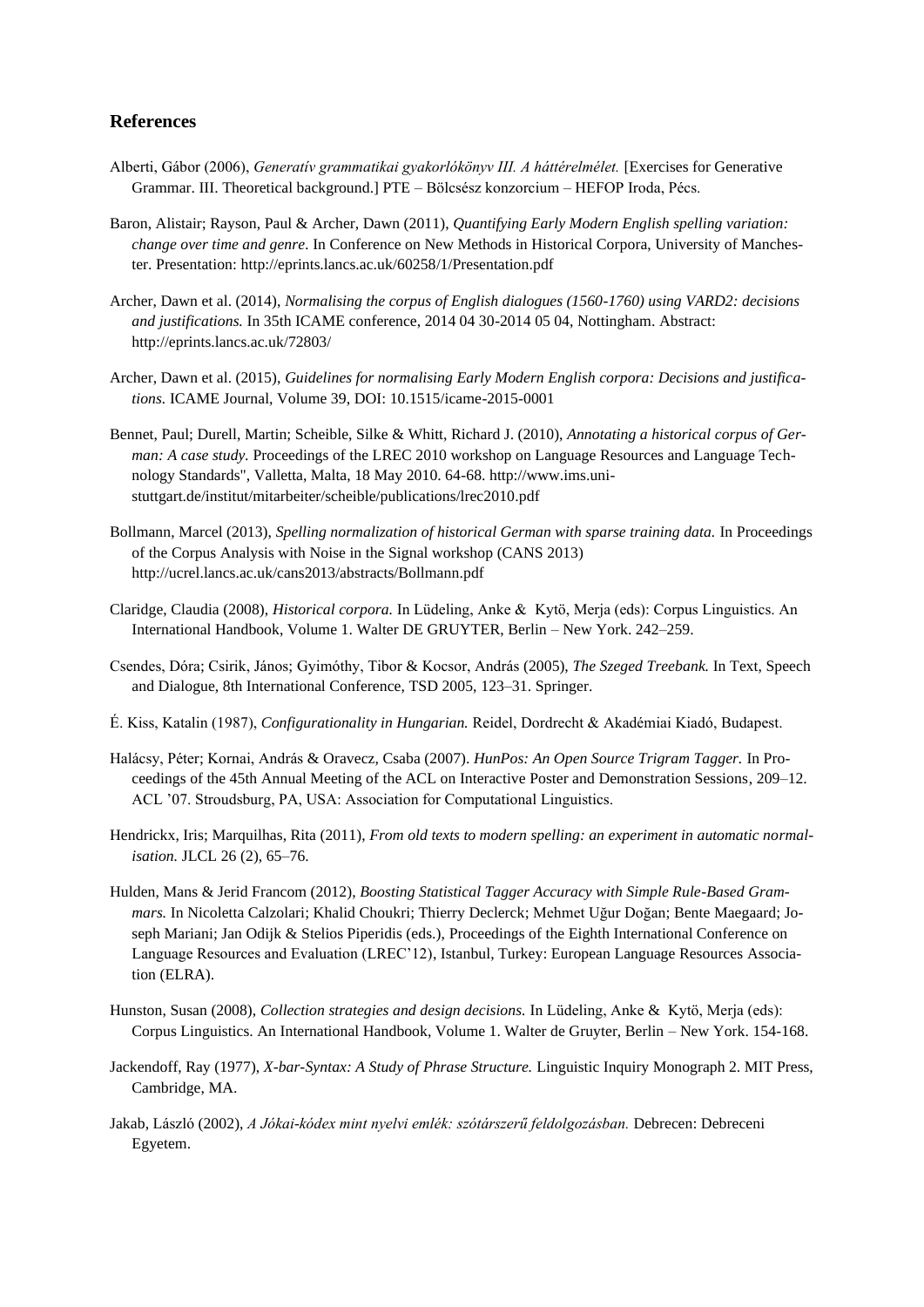## References

Alberti, Gábor (2006), *Generatív grammatikai gyakorlókönyv III. A háttérelmélet.* [Exercises for Generative Grammar. III. Theoretical background.] PTE – Bölcsész konzorcium – HEFOP Iroda, Pécs.

Baron, Alistair; Rayson, Paul & Archer, Dawn (2011), *Quantifying Early Modern English spelling variation: change over time and genre.* In Conference on New Methods in Historical Corpora, University of Manchester. Presentation: http://eprints.lancs.ac.uk/60258/1/Presentation.pdf

Archer, Dawn et al. (2014), *Normalising the corpus of English dialogues (1560-1760) using VARD2: decisions and justifications.* In 35th ICAME conference, 2014 04 30-2014 05 04, Nottingham. Abstract: http://eprints.lancs.ac.uk/72803/

Archer, Dawn et al. (2015), *Guidelines for normalising Early Modern English corpora: Decisions and justifications.* ICAME Journal, Volume 39, DOI: 10.1515/icame-2015-0001

Bennet, Paul; Durell, Martin; Scheible, Silke & Whitt, Richard J. (2010), *Annotating a historical corpus of German: A case study.* Proceedings of the LREC 2010 workshop on Language Resources and Language Technology Standards", Valletta, Malta, 18 May 2010. 64-68. http://www.ims.uni-stuttgart.de/institut/mitarbeiter/scheible/publications/lrec2010.pdf

Bollmann, Marcel (2013), *Spelling normalization of historical German with sparse training data.* In Proceedings of the Corpus Analysis with Noise in the Signal workshop (CANS 2013) http://ucrel.lancs.ac.uk/cans2013/abstracts/Bollmann.pdf

Claridge, Claudia (2008), *Historical corpora.* In Lüdeling, Anke & Kytö, Merja (eds): Corpus Linguistics. An International Handbook, Volume 1. Walter DE GRUYTER, Berlin – New York. 242–259.

Csendes, Dóra; Csirik, János; Gyimóthy, Tibor & Kocsor, András (2005), *The Szeged Treebank.* In Text, Speech and Dialogue, 8th International Conference, TSD 2005, 123–31. Springer.

É. Kiss, Katalin (1987), *Configurationality in Hungarian.* Reidel, Dordrecht & Akadémiai Kiadó, Budapest.

Halácsy, Péter; Kornai, András & Oravecz, Csaba (2007). *HunPos: An Open Source Trigram Tagger.* In Proceedings of the 45th Annual Meeting of the ACL on Interactive Poster and Demonstration Sessions, 209–12. ACL '07. Stroudsburg, PA, USA: Association for Computational Linguistics.

Hendrickx, Iris; Marquilhas, Rita (2011), *From old texts to modern spelling: an experiment in automatic normalisation.* JLCL 26 (2), 65–76.

Hulden, Mans & Jerid Francom (2012), *Boosting Statistical Tagger Accuracy with Simple Rule-Based Grammars.* In Nicoletta Calzolari; Khalid Choukri; Thierry Declerck; Mehmet Uğur Doğan; Bente Maegaard; Joseph Mariani; Jan Odijk & Stelios Piperidis (eds.), Proceedings of the Eighth International Conference on Language Resources and Evaluation (LREC'12), Istanbul, Turkey: European Language Resources Association (ELRA).

Hunston, Susan (2008), *Collection strategies and design decisions.* In Lüdeling, Anke & Kytö, Merja (eds): Corpus Linguistics. An International Handbook, Volume 1. Walter de Gruyter, Berlin – New York. 154-168.

Jackendoff, Ray (1977), *X-bar-Syntax: A Study of Phrase Structure.* Linguistic Inquiry Monograph 2. MIT Press, Cambridge, MA.

Jakab, László (2002), *A Jókai-kódex mint nyelvi emlék: szótárszerű feldolgozásban.* Debrecen: Debreceni Egyetem.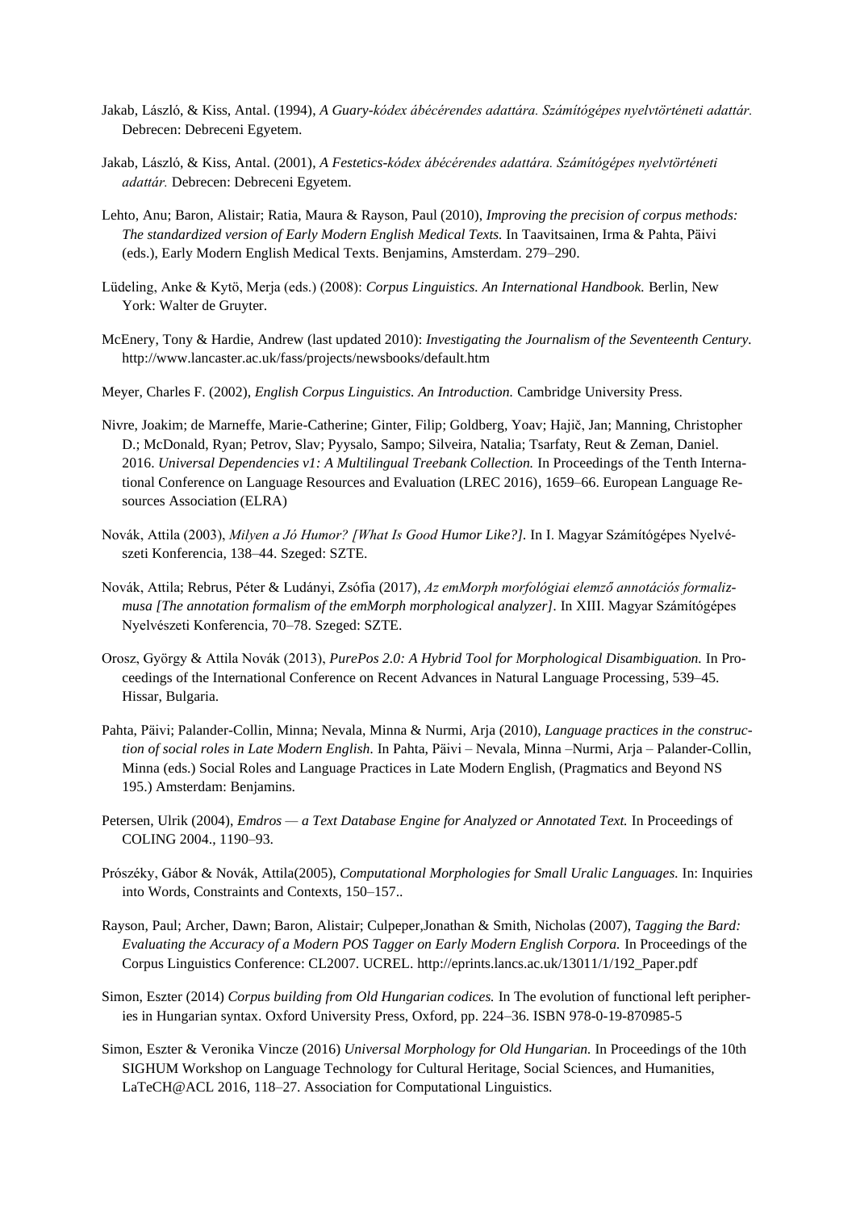Jakab, László, & Kiss, Antal. (1994), *A Guary-kódex ábécérendes adattára. Számítógépes nyelvtörténeti adattár.* Debrecen: Debreceni Egyetem.

Jakab, László, & Kiss, Antal. (2001), *A Festetics-kódex ábécérendes adattára. Számítógépes nyelvtörténeti adattár.* Debrecen: Debreceni Egyetem.

Lehto, Anu; Baron, Alistair; Ratia, Maura & Rayson, Paul (2010), *Improving the precision of corpus methods: The standardized version of Early Modern English Medical Texts.* In Taavitsainen, Irma & Pahta, Päivi (eds.), Early Modern English Medical Texts. Benjamins, Amsterdam. 279–290.

Lüdeling, Anke & Kytö, Merja (eds.) (2008): *Corpus Linguistics. An International Handbook.* Berlin, New York: Walter de Gruyter.

McEnery, Tony & Hardie, Andrew (last updated 2010): *Investigating the Journalism of the Seventeenth Century.* http://www.lancaster.ac.uk/fass/projects/newsbooks/default.htm

Meyer, Charles F. (2002), *English Corpus Linguistics. An Introduction.* Cambridge University Press.

Nivre, Joakim; de Marneffe, Marie-Catherine; Ginter, Filip; Goldberg, Yoav; Hajič, Jan; Manning, Christopher D.; McDonald, Ryan; Petrov, Slav; Pyysalo, Sampo; Silveira, Natalia; Tsarfaty, Reut & Zeman, Daniel. 2016. *Universal Dependencies v1: A Multilingual Treebank Collection.* In Proceedings of the Tenth International Conference on Language Resources and Evaluation (LREC 2016), 1659–66. European Language Resources Association (ELRA)

Novák, Attila (2003), *Milyen a Jó Humor? [What Is Good Humor Like?].* In I. Magyar Számítógépes Nyelvészeti Konferencia, 138–44. Szeged: SZTE.

Novák, Attila; Rebrus, Péter & Ludányi, Zsófia (2017), *Az emMorph morfológiai elemző annotációs formalizmusa [The annotation formalism of the emMorph morphological analyzer].* In XIII. Magyar Számítógépes Nyelvészeti Konferencia, 70–78. Szeged: SZTE.

Orosz, György & Attila Novák (2013), *PurePos 2.0: A Hybrid Tool for Morphological Disambiguation.* In Proceedings of the International Conference on Recent Advances in Natural Language Processing, 539–45. Hissar, Bulgaria.

Pahta, Päivi; Palander-Collin, Minna; Nevala, Minna & Nurmi, Arja (2010), *Language practices in the construction of social roles in Late Modern English.* In Pahta, Päivi – Nevala, Minna –Nurmi, Arja – Palander-Collin, Minna (eds.) Social Roles and Language Practices in Late Modern English, (Pragmatics and Beyond NS 195.) Amsterdam: Benjamins.

Petersen, Ulrik (2004), *Emdros — a Text Database Engine for Analyzed or Annotated Text.* In Proceedings of COLING 2004., 1190–93.

Prószéky, Gábor & Novák, Attila(2005), *Computational Morphologies for Small Uralic Languages.* In: Inquiries into Words, Constraints and Contexts, 150–157..

Rayson, Paul; Archer, Dawn; Baron, Alistair; Culpeper,Jonathan & Smith, Nicholas (2007), *Tagging the Bard: Evaluating the Accuracy of a Modern POS Tagger on Early Modern English Corpora.* In Proceedings of the Corpus Linguistics Conference: CL2007. UCREL. http://eprints.lancs.ac.uk/13011/1/192_Paper.pdf

Simon, Eszter (2014) *Corpus building from Old Hungarian codices.* In The evolution of functional left peripheries in Hungarian syntax. Oxford University Press, Oxford, pp. 224–36. ISBN 978-0-19-870985-5

Simon, Eszter & Veronika Vincze (2016) *Universal Morphology for Old Hungarian.* In Proceedings of the 10th SIGHUM Workshop on Language Technology for Cultural Heritage, Social Sciences, and Humanities, LaTeCH@ACL 2016, 118–27. Association for Computational Linguistics.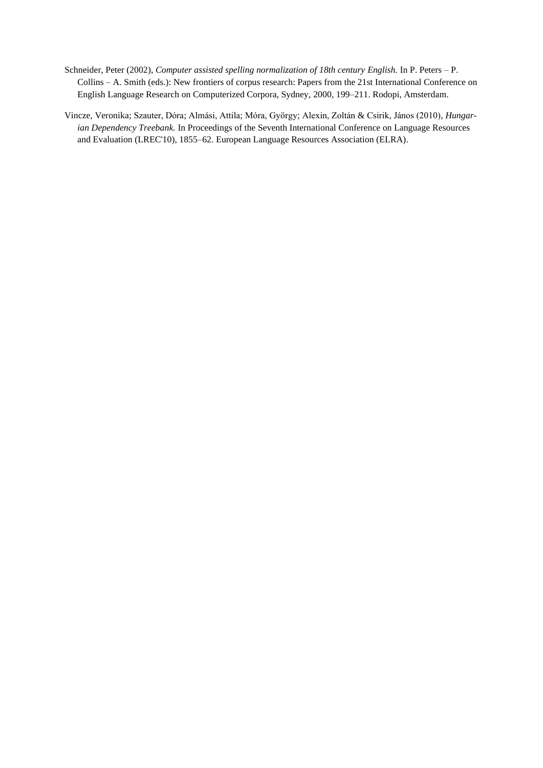Schneider, Peter (2002), *Computer assisted spelling normalization of 18th century English.* In P. Peters – P. Collins – A. Smith (eds.): New frontiers of corpus research: Papers from the 21st International Conference on English Language Research on Computerized Corpora, Sydney, 2000, 199–211. Rodopi, Amsterdam.

Vincze, Veronika; Szauter, Dóra; Almási, Attila; Móra, György; Alexin, Zoltán & Csirik, János (2010), *Hungarian Dependency Treebank.* In Proceedings of the Seventh International Conference on Language Resources and Evaluation (LREC'10), 1855–62. European Language Resources Association (ELRA).